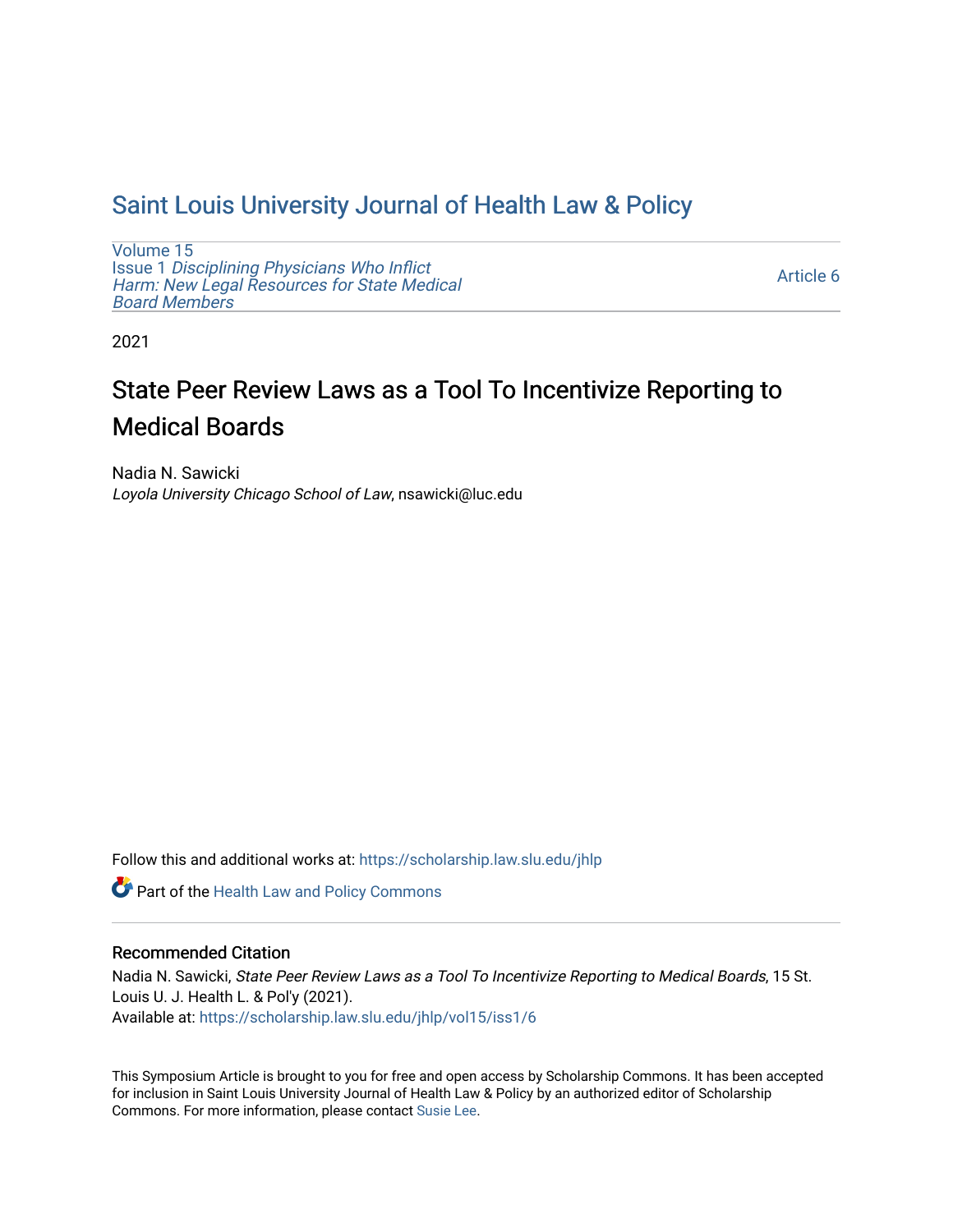# Saint Louis University Journal of Health Law & Policy

Volume 15
Issue 1 *Disciplining Physicians Who Inflict Harm: New Legal Resources for State Medical Board Members*

Article 6

2021

## State Peer Review Laws as a Tool To Incentivize Reporting to Medical Boards

Nadia N. Sawicki
*Loyola University Chicago School of Law*, nsawicki@luc.edu

Follow this and additional works at: https://scholarship.law.slu.edu/jhlp

Part of the Health Law and Policy Commons

### Recommended Citation

Nadia N. Sawicki, *State Peer Review Laws as a Tool To Incentivize Reporting to Medical Boards*, 15 St. Louis U. J. Health L. & Pol'y (2021).
Available at: https://scholarship.law.slu.edu/jhlp/vol15/iss1/6

This Symposium Article is brought to you for free and open access by Scholarship Commons. It has been accepted for inclusion in Saint Louis University Journal of Health Law & Policy by an authorized editor of Scholarship Commons. For more information, please contact Susie Lee.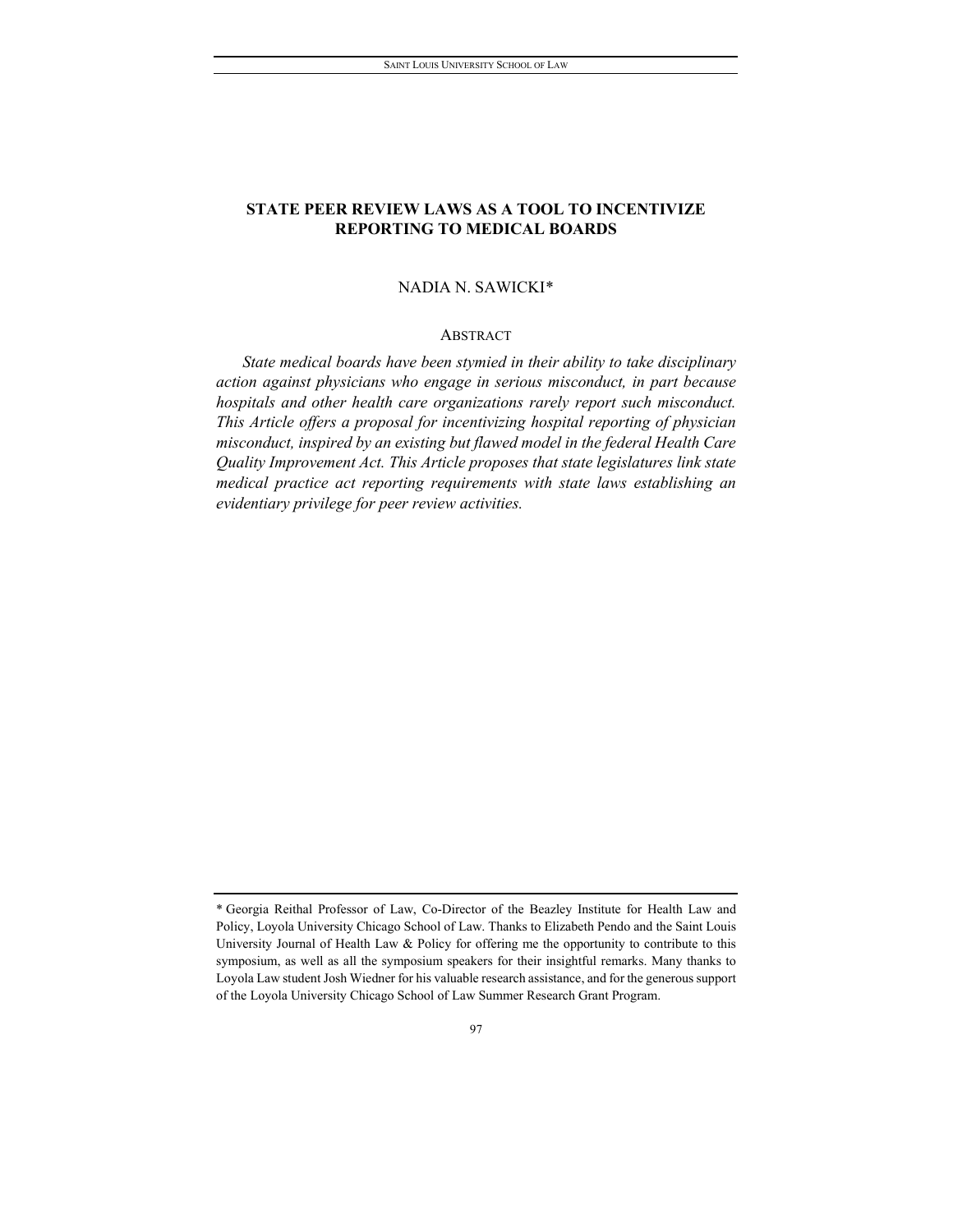# STATE PEER REVIEW LAWS AS A TOOL TO INCENTIVIZE REPORTING TO MEDICAL BOARDS

NADIA N. SAWICKI*

## ABSTRACT

*State medical boards have been stymied in their ability to take disciplinary action against physicians who engage in serious misconduct, in part because hospitals and other health care organizations rarely report such misconduct. This Article offers a proposal for incentivizing hospital reporting of physician misconduct, inspired by an existing but flawed model in the federal Health Care Quality Improvement Act. This Article proposes that state legislatures link state medical practice act reporting requirements with state laws establishing an evidentiary privilege for peer review activities.*

---

\* Georgia Reithal Professor of Law, Co-Director of the Beazley Institute for Health Law and Policy, Loyola University Chicago School of Law. Thanks to Elizabeth Pendo and the Saint Louis University Journal of Health Law & Policy for offering me the opportunity to contribute to this symposium, as well as all the symposium speakers for their insightful remarks. Many thanks to Loyola Law student Josh Wiedner for his valuable research assistance, and for the generous support of the Loyola University Chicago School of Law Summer Research Grant Program.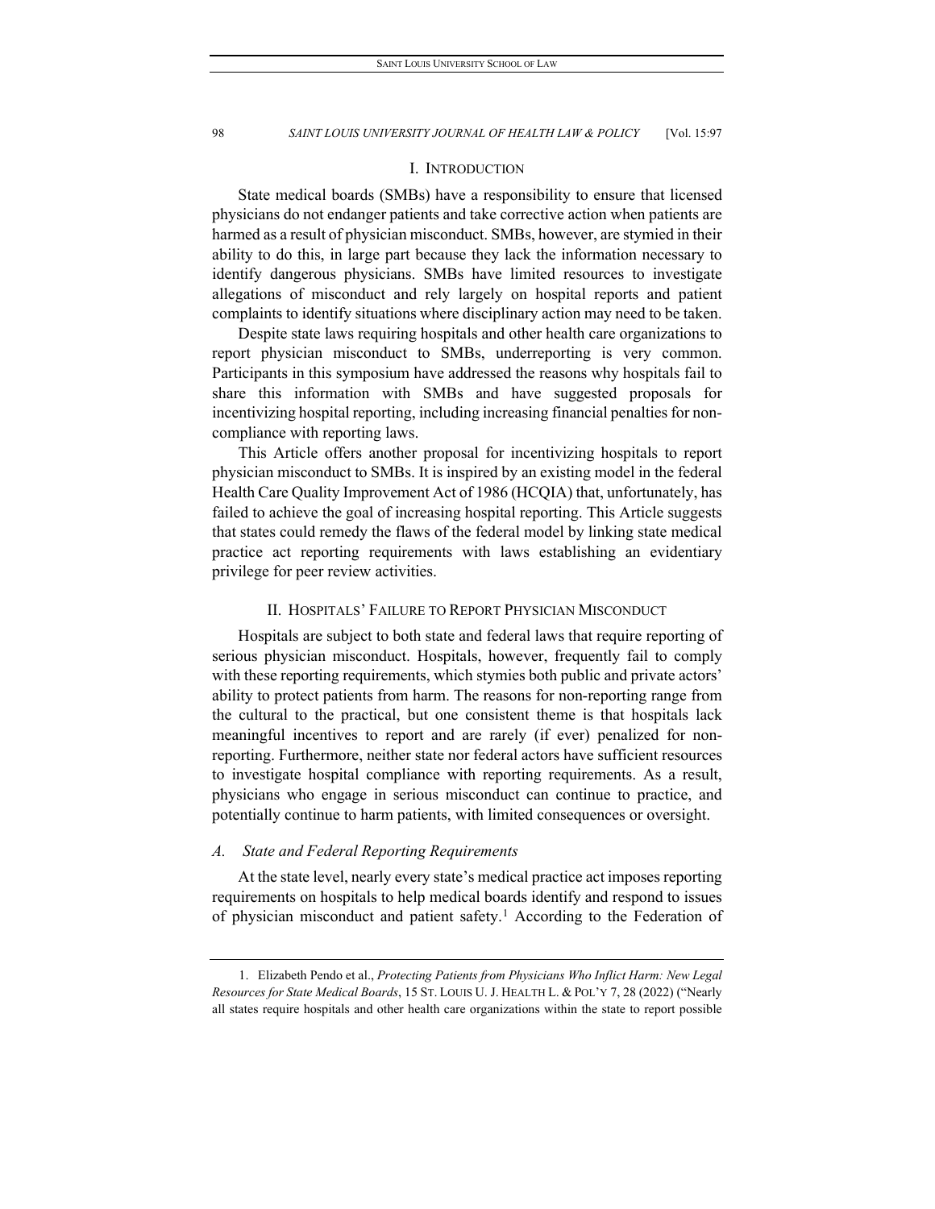## I. INTRODUCTION

State medical boards (SMBs) have a responsibility to ensure that licensed physicians do not endanger patients and take corrective action when patients are harmed as a result of physician misconduct. SMBs, however, are stymied in their ability to do this, in large part because they lack the information necessary to identify dangerous physicians. SMBs have limited resources to investigate allegations of misconduct and rely largely on hospital reports and patient complaints to identify situations where disciplinary action may need to be taken.

Despite state laws requiring hospitals and other health care organizations to report physician misconduct to SMBs, underreporting is very common. Participants in this symposium have addressed the reasons why hospitals fail to share this information with SMBs and have suggested proposals for incentivizing hospital reporting, including increasing financial penalties for non-compliance with reporting laws.

This Article offers another proposal for incentivizing hospitals to report physician misconduct to SMBs. It is inspired by an existing model in the federal Health Care Quality Improvement Act of 1986 (HCQIA) that, unfortunately, has failed to achieve the goal of increasing hospital reporting. This Article suggests that states could remedy the flaws of the federal model by linking state medical practice act reporting requirements with laws establishing an evidentiary privilege for peer review activities.

## II. HOSPITALS' FAILURE TO REPORT PHYSICIAN MISCONDUCT

Hospitals are subject to both state and federal laws that require reporting of serious physician misconduct. Hospitals, however, frequently fail to comply with these reporting requirements, which stymies both public and private actors' ability to protect patients from harm. The reasons for non-reporting range from the cultural to the practical, but one consistent theme is that hospitals lack meaningful incentives to report and are rarely (if ever) penalized for non-reporting. Furthermore, neither state nor federal actors have sufficient resources to investigate hospital compliance with reporting requirements. As a result, physicians who engage in serious misconduct can continue to practice, and potentially continue to harm patients, with limited consequences or oversight.

### *A. State and Federal Reporting Requirements*

At the state level, nearly every state's medical practice act imposes reporting requirements on hospitals to help medical boards identify and respond to issues of physician misconduct and patient safety.[1] According to the Federation of

---

1. Elizabeth Pendo et al., *Protecting Patients from Physicians Who Inflict Harm: New Legal Resources for State Medical Boards*, 15 ST. LOUIS U. J. HEALTH L. & POL'Y 7, 28 (2022) ("Nearly all states require hospitals and other health care organizations within the state to report possible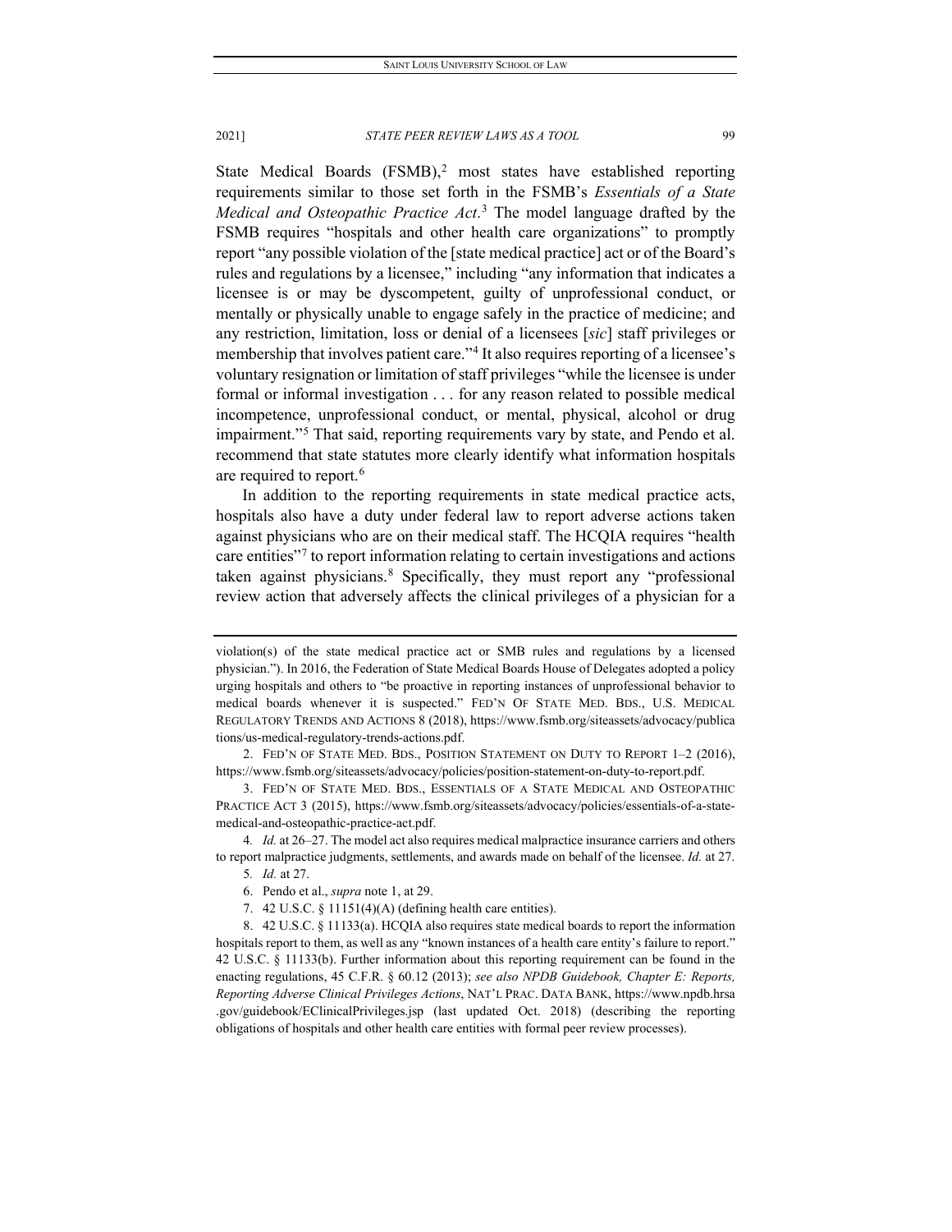State Medical Boards (FSMB),[2] most states have established reporting requirements similar to those set forth in the FSMB's *Essentials of a State Medical and Osteopathic Practice Act*.[3] The model language drafted by the FSMB requires "hospitals and other health care organizations" to promptly report "any possible violation of the [state medical practice] act or of the Board's rules and regulations by a licensee," including "any information that indicates a licensee is or may be dyscompetent, guilty of unprofessional conduct, or mentally or physically unable to engage safely in the practice of medicine; and any restriction, limitation, loss or denial of a licensees [*sic*] staff privileges or membership that involves patient care."[4] It also requires reporting of a licensee's voluntary resignation or limitation of staff privileges "while the licensee is under formal or informal investigation . . . for any reason related to possible medical incompetence, unprofessional conduct, or mental, physical, alcohol or drug impairment."[5] That said, reporting requirements vary by state, and Pendo et al. recommend that state statutes more clearly identify what information hospitals are required to report.[6]

In addition to the reporting requirements in state medical practice acts, hospitals also have a duty under federal law to report adverse actions taken against physicians who are on their medical staff. The HCQIA requires "health care entities"[7] to report information relating to certain investigations and actions taken against physicians.[8] Specifically, they must report any "professional review action that adversely affects the clinical privileges of a physician for a

---

violation(s) of the state medical practice act or SMB rules and regulations by a licensed physician."). In 2016, the Federation of State Medical Boards House of Delegates adopted a policy urging hospitals and others to "be proactive in reporting instances of unprofessional behavior to medical boards whenever it is suspected." FED'N OF STATE MED. BDS., U.S. MEDICAL REGULATORY TRENDS AND ACTIONS 8 (2018), https://www.fsmb.org/siteassets/advocacy/publications/us-medical-regulatory-trends-actions.pdf.

2. FED'N OF STATE MED. BDS., POSITION STATEMENT ON DUTY TO REPORT 1–2 (2016), https://www.fsmb.org/siteassets/advocacy/policies/position-statement-on-duty-to-report.pdf.

3. FED'N OF STATE MED. BDS., ESSENTIALS OF A STATE MEDICAL AND OSTEOPATHIC PRACTICE ACT 3 (2015), https://www.fsmb.org/siteassets/advocacy/policies/essentials-of-a-state-medical-and-osteopathic-practice-act.pdf.

4. *Id.* at 26–27. The model act also requires medical malpractice insurance carriers and others to report malpractice judgments, settlements, and awards made on behalf of the licensee. *Id.* at 27.

5. *Id.* at 27.

6. Pendo et al., *supra* note 1, at 29.

7. 42 U.S.C. § 11151(4)(A) (defining health care entities).

8. 42 U.S.C. § 11133(a). HCQIA also requires state medical boards to report the information hospitals report to them, as well as any "known instances of a health care entity's failure to report." 42 U.S.C. § 11133(b). Further information about this reporting requirement can be found in the enacting regulations, 45 C.F.R. § 60.12 (2013); *see also NPDB Guidebook, Chapter E: Reports, Reporting Adverse Clinical Privileges Actions*, NAT'L PRAC. DATA BANK, https://www.npdb.hrsa.gov/guidebook/EClinicalPrivileges.jsp (last updated Oct. 2018) (describing the reporting obligations of hospitals and other health care entities with formal peer review processes).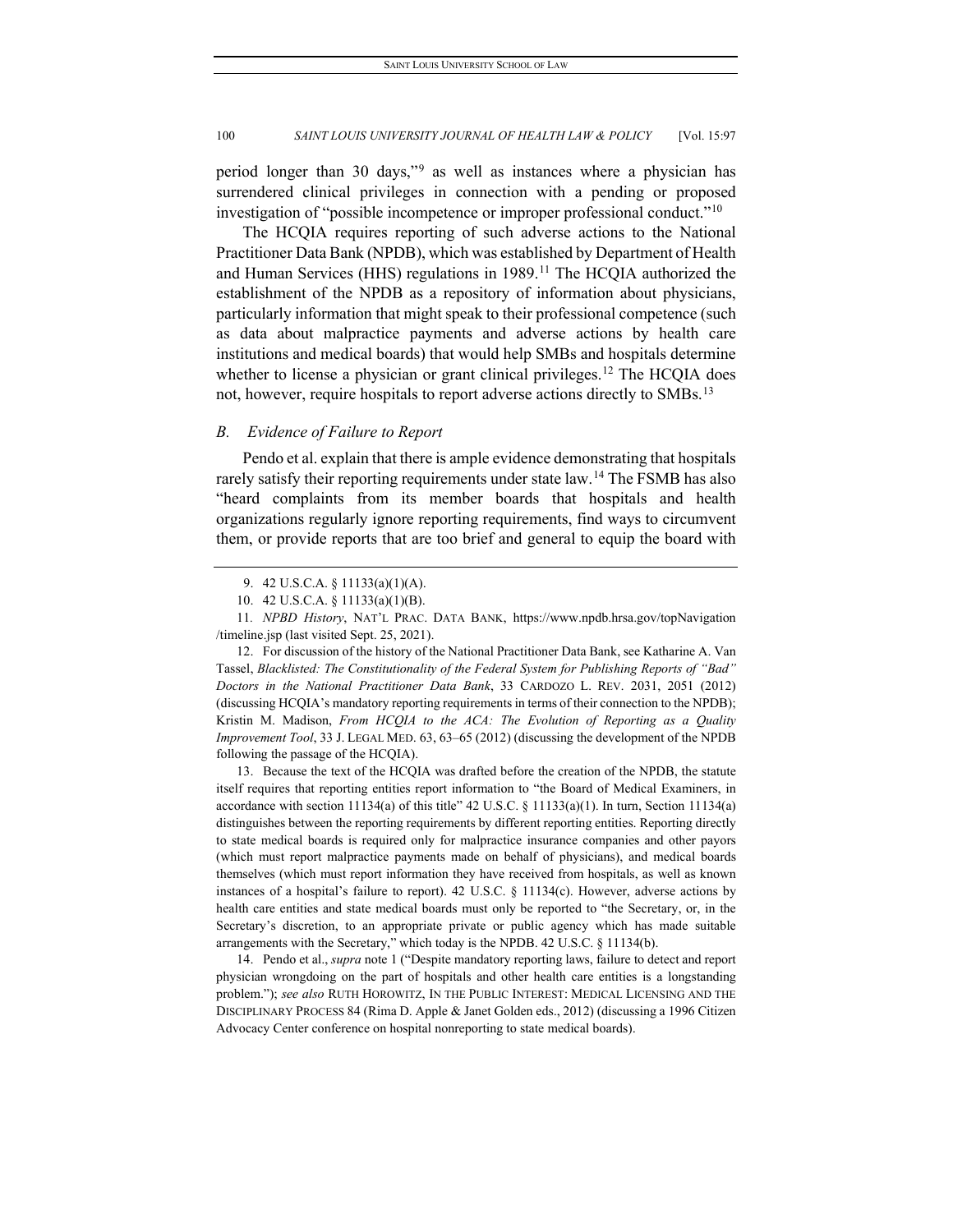period longer than 30 days,"[9] as well as instances where a physician has surrendered clinical privileges in connection with a pending or proposed investigation of "possible incompetence or improper professional conduct."[10]

The HCQIA requires reporting of such adverse actions to the National Practitioner Data Bank (NPDB), which was established by Department of Health and Human Services (HHS) regulations in 1989.[11] The HCQIA authorized the establishment of the NPDB as a repository of information about physicians, particularly information that might speak to their professional competence (such as data about malpractice payments and adverse actions by health care institutions and medical boards) that would help SMBs and hospitals determine whether to license a physician or grant clinical privileges.[12] The HCQIA does not, however, require hospitals to report adverse actions directly to SMBs.[13]

### *B. Evidence of Failure to Report*

Pendo et al. explain that there is ample evidence demonstrating that hospitals rarely satisfy their reporting requirements under state law.[14] The FSMB has also "heard complaints from its member boards that hospitals and health organizations regularly ignore reporting requirements, find ways to circumvent them, or provide reports that are too brief and general to equip the board with

---

9. 42 U.S.C.A. § 11133(a)(1)(A).

10. 42 U.S.C.A. § 11133(a)(1)(B).

11. *NPBD History*, NAT'L PRAC. DATA BANK, https://www.npdb.hrsa.gov/topNavigation/timeline.jsp (last visited Sept. 25, 2021).

12. For discussion of the history of the National Practitioner Data Bank, see Katharine A. Van Tassel, *Blacklisted: The Constitutionality of the Federal System for Publishing Reports of "Bad" Doctors in the National Practitioner Data Bank*, 33 CARDOZO L. REV. 2031, 2051 (2012) (discussing HCQIA's mandatory reporting requirements in terms of their connection to the NPDB); Kristin M. Madison, *From HCQIA to the ACA: The Evolution of Reporting as a Quality Improvement Tool*, 33 J. LEGAL MED. 63, 63–65 (2012) (discussing the development of the NPDB following the passage of the HCQIA).

13. Because the text of the HCQIA was drafted before the creation of the NPDB, the statute itself requires that reporting entities report information to "the Board of Medical Examiners, in accordance with section 11134(a) of this title" 42 U.S.C. § 11133(a)(1). In turn, Section 11134(a) distinguishes between the reporting requirements by different reporting entities. Reporting directly to state medical boards is required only for malpractice insurance companies and other payors (which must report malpractice payments made on behalf of physicians), and medical boards themselves (which must report information they have received from hospitals, as well as known instances of a hospital's failure to report). 42 U.S.C. § 11134(c). However, adverse actions by health care entities and state medical boards must only be reported to "the Secretary, or, in the Secretary's discretion, to an appropriate private or public agency which has made suitable arrangements with the Secretary," which today is the NPDB. 42 U.S.C. § 11134(b).

14. Pendo et al., *supra* note 1 ("Despite mandatory reporting laws, failure to detect and report physician wrongdoing on the part of hospitals and other health care entities is a longstanding problem."); *see also* RUTH HOROWITZ, IN THE PUBLIC INTEREST: MEDICAL LICENSING AND THE DISCIPLINARY PROCESS 84 (Rima D. Apple & Janet Golden eds., 2012) (discussing a 1996 Citizen Advocacy Center conference on hospital nonreporting to state medical boards).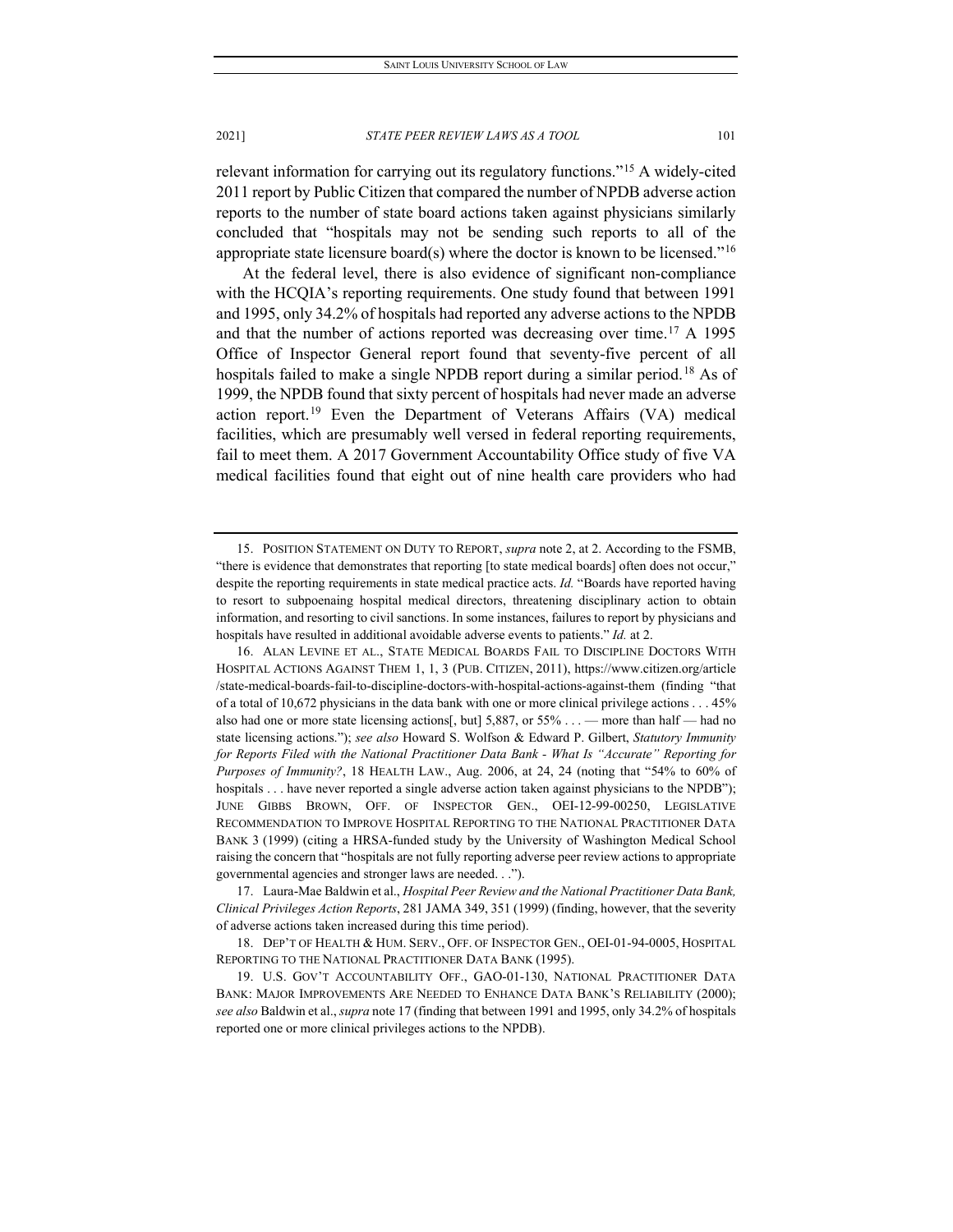relevant information for carrying out its regulatory functions."[15] A widely-cited 2011 report by Public Citizen that compared the number of NPDB adverse action reports to the number of state board actions taken against physicians similarly concluded that "hospitals may not be sending such reports to all of the appropriate state licensure board(s) where the doctor is known to be licensed."[16]

At the federal level, there is also evidence of significant non-compliance with the HCQIA's reporting requirements. One study found that between 1991 and 1995, only 34.2% of hospitals had reported any adverse actions to the NPDB and that the number of actions reported was decreasing over time.[17] A 1995 Office of Inspector General report found that seventy-five percent of all hospitals failed to make a single NPDB report during a similar period.[18] As of 1999, the NPDB found that sixty percent of hospitals had never made an adverse action report.[19] Even the Department of Veterans Affairs (VA) medical facilities, which are presumably well versed in federal reporting requirements, fail to meet them. A 2017 Government Accountability Office study of five VA medical facilities found that eight out of nine health care providers who had

---

15. POSITION STATEMENT ON DUTY TO REPORT, *supra* note 2, at 2. According to the FSMB, "there is evidence that demonstrates that reporting [to state medical boards] often does not occur," despite the reporting requirements in state medical practice acts. *Id.* "Boards have reported having to resort to subpoenaing hospital medical directors, threatening disciplinary action to obtain information, and resorting to civil sanctions. In some instances, failures to report by physicians and hospitals have resulted in additional avoidable adverse events to patients." *Id.* at 2.

16. ALAN LEVINE ET AL., STATE MEDICAL BOARDS FAIL TO DISCIPLINE DOCTORS WITH HOSPITAL ACTIONS AGAINST THEM 1, 1, 3 (PUB. CITIZEN, 2011), https://www.citizen.org/article/state-medical-boards-fail-to-discipline-doctors-with-hospital-actions-against-them (finding "that of a total of 10,672 physicians in the data bank with one or more clinical privilege actions . . . 45% also had one or more state licensing actions[, but] 5,887, or 55% . . . — more than half — had no state licensing actions."); *see also* Howard S. Wolfson & Edward P. Gilbert, *Statutory Immunity for Reports Filed with the National Practitioner Data Bank - What Is "Accurate" Reporting for Purposes of Immunity?*, 18 HEALTH LAW., Aug. 2006, at 24, 24 (noting that "54% to 60% of hospitals . . . have never reported a single adverse action taken against physicians to the NPDB"); JUNE GIBBS BROWN, OFF. OF INSPECTOR GEN., OEI-12-99-00250, LEGISLATIVE RECOMMENDATION TO IMPROVE HOSPITAL REPORTING TO THE NATIONAL PRACTITIONER DATA BANK 3 (1999) (citing a HRSA-funded study by the University of Washington Medical School raising the concern that "hospitals are not fully reporting adverse peer review actions to appropriate governmental agencies and stronger laws are needed. . .").

17. Laura-Mae Baldwin et al., *Hospital Peer Review and the National Practitioner Data Bank, Clinical Privileges Action Reports*, 281 JAMA 349, 351 (1999) (finding, however, that the severity of adverse actions taken increased during this time period).

18. DEP'T OF HEALTH & HUM. SERV., OFF. OF INSPECTOR GEN., OEI-01-94-0005, HOSPITAL REPORTING TO THE NATIONAL PRACTITIONER DATA BANK (1995).

19. U.S. GOV'T ACCOUNTABILITY OFF., GAO-01-130, NATIONAL PRACTITIONER DATA BANK: MAJOR IMPROVEMENTS ARE NEEDED TO ENHANCE DATA BANK'S RELIABILITY (2000); *see also* Baldwin et al., *supra* note 17 (finding that between 1991 and 1995, only 34.2% of hospitals reported one or more clinical privileges actions to the NPDB).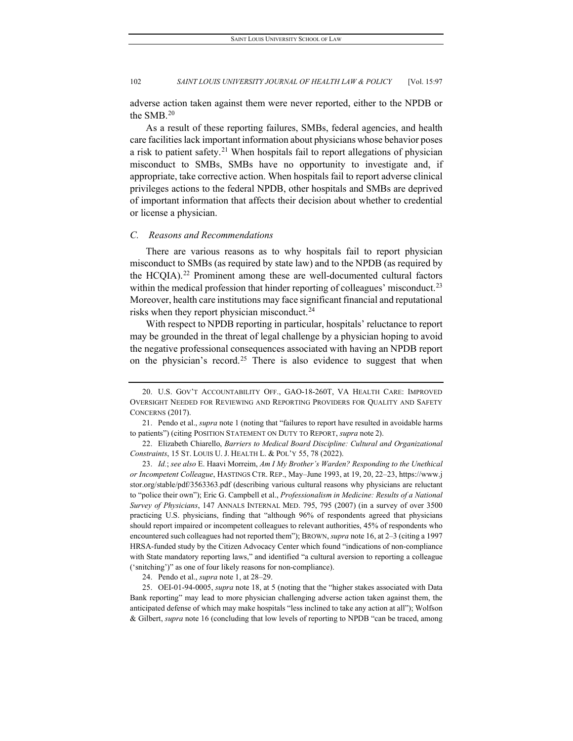adverse action taken against them were never reported, either to the NPDB or the SMB.[20]

As a result of these reporting failures, SMBs, federal agencies, and health care facilities lack important information about physicians whose behavior poses a risk to patient safety.[21] When hospitals fail to report allegations of physician misconduct to SMBs, SMBs have no opportunity to investigate and, if appropriate, take corrective action. When hospitals fail to report adverse clinical privileges actions to the federal NPDB, other hospitals and SMBs are deprived of important information that affects their decision about whether to credential or license a physician.

### *C. Reasons and Recommendations*

There are various reasons as to why hospitals fail to report physician misconduct to SMBs (as required by state law) and to the NPDB (as required by the HCQIA).[22] Prominent among these are well-documented cultural factors within the medical profession that hinder reporting of colleagues' misconduct.[23] Moreover, health care institutions may face significant financial and reputational risks when they report physician misconduct.[24]

With respect to NPDB reporting in particular, hospitals' reluctance to report may be grounded in the threat of legal challenge by a physician hoping to avoid the negative professional consequences associated with having an NPDB report on the physician's record.[25] There is also evidence to suggest that when

---

20. U.S. GOV'T ACCOUNTABILITY OFF., GAO-18-260T, VA HEALTH CARE: IMPROVED OVERSIGHT NEEDED FOR REVIEWING AND REPORTING PROVIDERS FOR QUALITY AND SAFETY CONCERNS (2017).

21. Pendo et al., *supra* note 1 (noting that "failures to report have resulted in avoidable harms to patients") (citing POSITION STATEMENT ON DUTY TO REPORT, *supra* note 2).

22. Elizabeth Chiarello, *Barriers to Medical Board Discipline: Cultural and Organizational Constraints*, 15 ST. LOUIS U. J. HEALTH L. & POL'Y 55, 78 (2022).

23. *Id.*; *see also* E. Haavi Morreim, *Am I My Brother's Warden? Responding to the Unethical or Incompetent Colleague*, HASTINGS CTR. REP., May–June 1993, at 19, 20, 22–23, https://www.jstor.org/stable/pdf/3563363.pdf (describing various cultural reasons why physicians are reluctant to "police their own"); Eric G. Campbell et al., *Professionalism in Medicine: Results of a National Survey of Physicians*, 147 ANNALS INTERNAL MED. 795, 795 (2007) (in a survey of over 3500 practicing U.S. physicians, finding that "although 96% of respondents agreed that physicians should report impaired or incompetent colleagues to relevant authorities, 45% of respondents who encountered such colleagues had not reported them"); BROWN, *supra* note 16, at 2–3 (citing a 1997 HRSA-funded study by the Citizen Advocacy Center which found "indications of non-compliance with State mandatory reporting laws," and identified "a cultural aversion to reporting a colleague ('snitching')" as one of four likely reasons for non-compliance).

24. Pendo et al., *supra* note 1, at 28–29.

25. OEI-01-94-0005, *supra* note 18, at 5 (noting that the "higher stakes associated with Data Bank reporting" may lead to more physician challenging adverse action taken against them, the anticipated defense of which may make hospitals "less inclined to take any action at all"); Wolfson & Gilbert, *supra* note 16 (concluding that low levels of reporting to NPDB "can be traced, among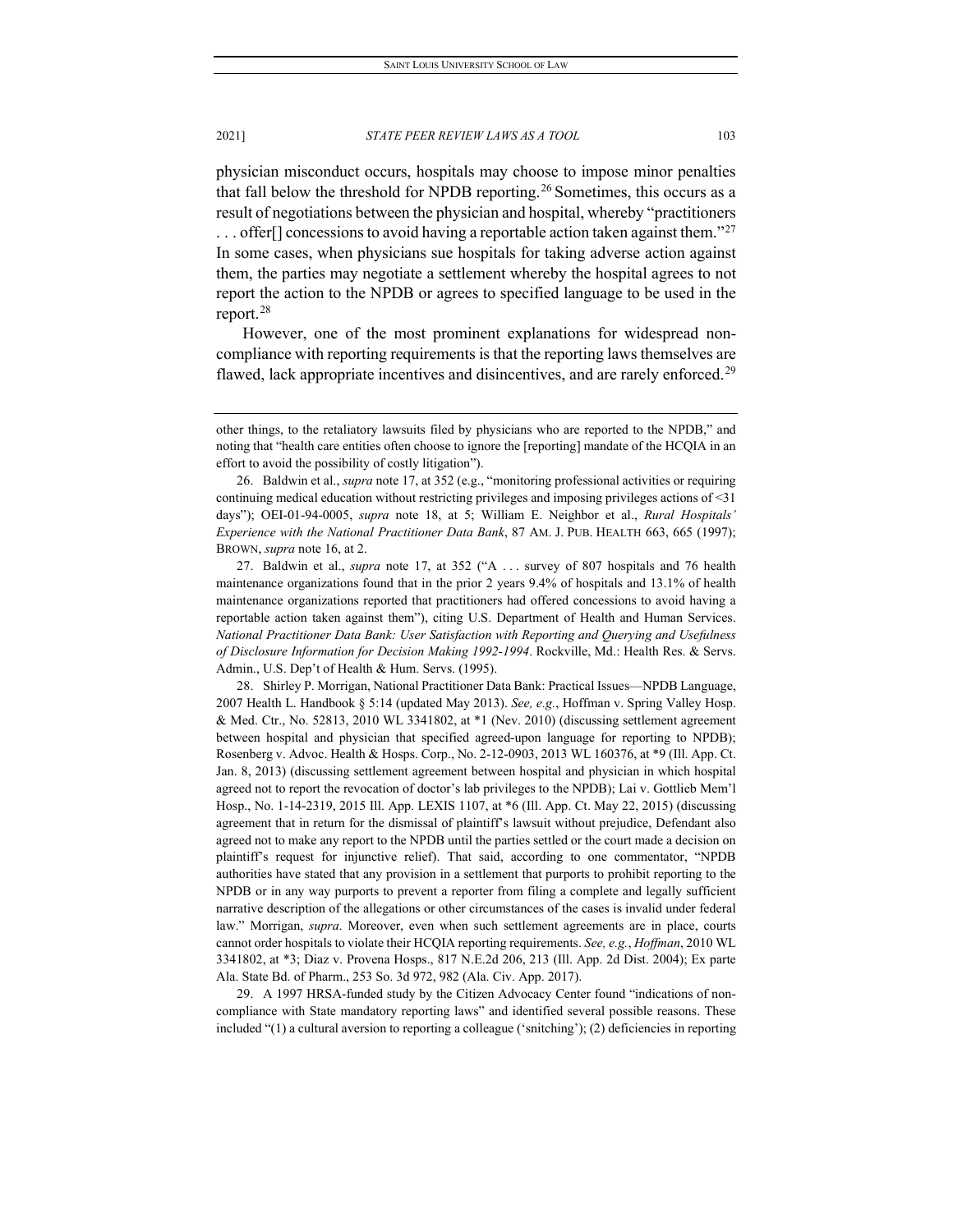physician misconduct occurs, hospitals may choose to impose minor penalties that fall below the threshold for NPDB reporting.[26] Sometimes, this occurs as a result of negotiations between the physician and hospital, whereby "practitioners . . . offer[] concessions to avoid having a reportable action taken against them."[27] In some cases, when physicians sue hospitals for taking adverse action against them, the parties may negotiate a settlement whereby the hospital agrees to not report the action to the NPDB or agrees to specified language to be used in the report.[28]

However, one of the most prominent explanations for widespread non-compliance with reporting requirements is that the reporting laws themselves are flawed, lack appropriate incentives and disincentives, and are rarely enforced.[29]

---

other things, to the retaliatory lawsuits filed by physicians who are reported to the NPDB," and noting that "health care entities often choose to ignore the [reporting] mandate of the HCQIA in an effort to avoid the possibility of costly litigation").

26. Baldwin et al., *supra* note 17, at 352 (e.g., "monitoring professional activities or requiring continuing medical education without restricting privileges and imposing privileges actions of <31 days"); OEI-01-94-0005, *supra* note 18, at 5; William E. Neighbor et al., *Rural Hospitals' Experience with the National Practitioner Data Bank*, 87 AM. J. PUB. HEALTH 663, 665 (1997); BROWN, *supra* note 16, at 2.

27. Baldwin et al., *supra* note 17, at 352 ("A . . . survey of 807 hospitals and 76 health maintenance organizations found that in the prior 2 years 9.4% of hospitals and 13.1% of health maintenance organizations reported that practitioners had offered concessions to avoid having a reportable action taken against them"), citing U.S. Department of Health and Human Services. *National Practitioner Data Bank: User Satisfaction with Reporting and Querying and Usefulness of Disclosure Information for Decision Making 1992-1994*. Rockville, Md.: Health Res. & Servs. Admin., U.S. Dep't of Health & Hum. Servs. (1995).

28. Shirley P. Morrigan, National Practitioner Data Bank: Practical Issues—NPDB Language, 2007 Health L. Handbook § 5:14 (updated May 2013). *See, e.g.*, Hoffman v. Spring Valley Hosp. & Med. Ctr., No. 52813, 2010 WL 3341802, at *1 (Nev. 2010) (discussing settlement agreement between hospital and physician that specified agreed-upon language for reporting to NPDB); Rosenberg v. Advoc. Health & Hosps. Corp., No. 2-12-0903, 2013 WL 160376, at *9 (Ill. App. Ct. Jan. 8, 2013) (discussing settlement agreement between hospital and physician in which hospital agreed not to report the revocation of doctor's lab privileges to the NPDB); Lai v. Gottlieb Mem'l Hosp., No. 1-14-2319, 2015 Ill. App. LEXIS 1107, at *6 (Ill. App. Ct. May 22, 2015) (discussing agreement that in return for the dismissal of plaintiff's lawsuit without prejudice, Defendant also agreed not to make any report to the NPDB until the parties settled or the court made a decision on plaintiff's request for injunctive relief). That said, according to one commentator, "NPDB authorities have stated that any provision in a settlement that purports to prohibit reporting to the NPDB or in any way purports to prevent a reporter from filing a complete and legally sufficient narrative description of the allegations or other circumstances of the cases is invalid under federal law." Morrigan, *supra*. Moreover, even when such settlement agreements are in place, courts cannot order hospitals to violate their HCQIA reporting requirements. *See, e.g.*, *Hoffman*, 2010 WL 3341802, at *3; Diaz v. Provena Hosps., 817 N.E.2d 206, 213 (Ill. App. 2d Dist. 2004); Ex parte Ala. State Bd. of Pharm., 253 So. 3d 972, 982 (Ala. Civ. App. 2017).

29. A 1997 HRSA-funded study by the Citizen Advocacy Center found "indications of non-compliance with State mandatory reporting laws" and identified several possible reasons. These included "(1) a cultural aversion to reporting a colleague ('snitching'); (2) deficiencies in reporting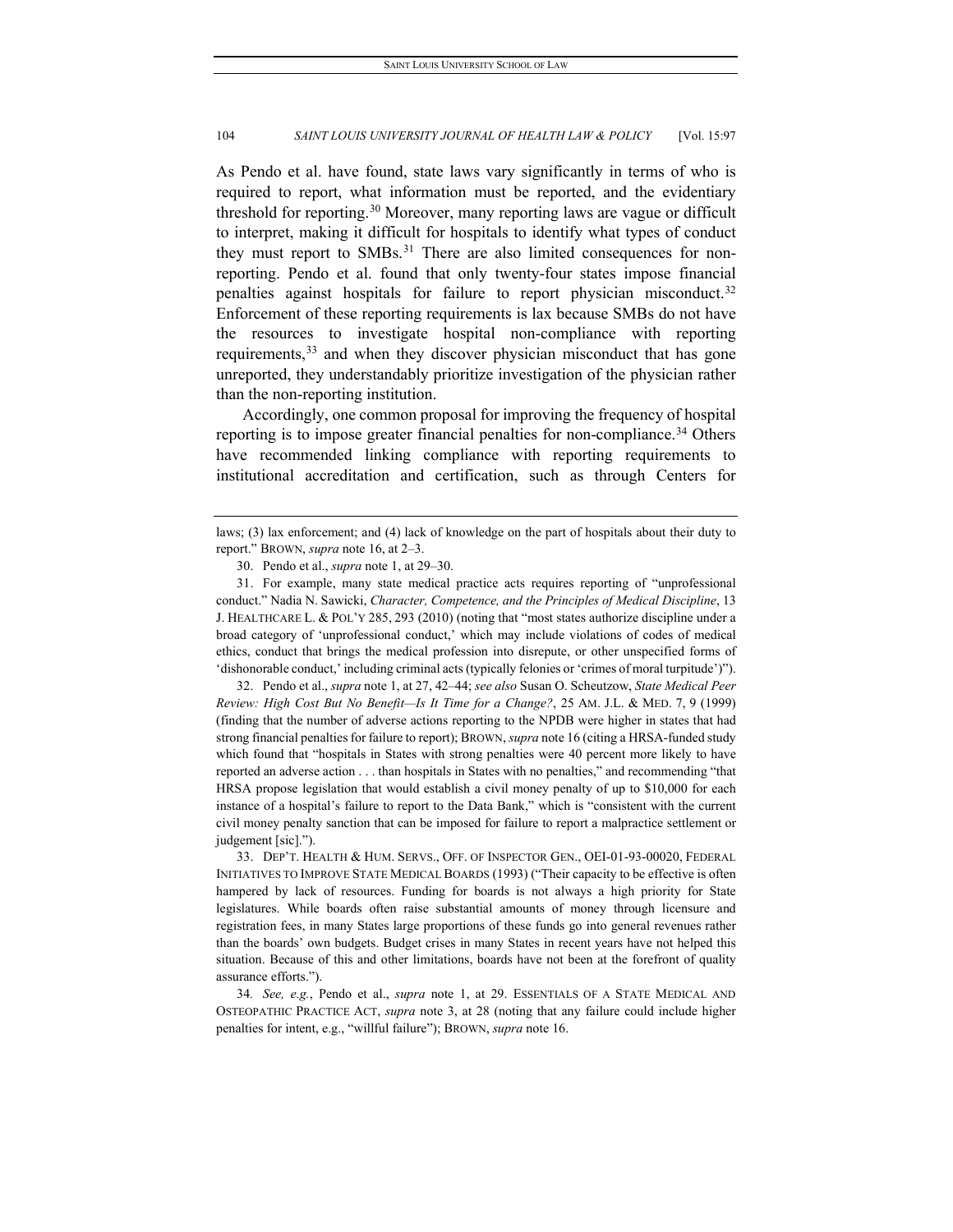As Pendo et al. have found, state laws vary significantly in terms of who is required to report, what information must be reported, and the evidentiary threshold for reporting.[30] Moreover, many reporting laws are vague or difficult to interpret, making it difficult for hospitals to identify what types of conduct they must report to SMBs.[31] There are also limited consequences for non-reporting. Pendo et al. found that only twenty-four states impose financial penalties against hospitals for failure to report physician misconduct.[32] Enforcement of these reporting requirements is lax because SMBs do not have the resources to investigate hospital non-compliance with reporting requirements,[33] and when they discover physician misconduct that has gone unreported, they understandably prioritize investigation of the physician rather than the non-reporting institution.

Accordingly, one common proposal for improving the frequency of hospital reporting is to impose greater financial penalties for non-compliance.[34] Others have recommended linking compliance with reporting requirements to institutional accreditation and certification, such as through Centers for

---

laws; (3) lax enforcement; and (4) lack of knowledge on the part of hospitals about their duty to report." BROWN, *supra* note 16, at 2–3.

30. Pendo et al., *supra* note 1, at 29–30.

31. For example, many state medical practice acts requires reporting of "unprofessional conduct." Nadia N. Sawicki, *Character, Competence, and the Principles of Medical Discipline*, 13 J. HEALTHCARE L. & POL'Y 285, 293 (2010) (noting that "most states authorize discipline under a broad category of 'unprofessional conduct,' which may include violations of codes of medical ethics, conduct that brings the medical profession into disrepute, or other unspecified forms of 'dishonorable conduct,' including criminal acts (typically felonies or 'crimes of moral turpitude')").

32. Pendo et al., *supra* note 1, at 27, 42–44; *see also* Susan O. Scheutzow, *State Medical Peer Review: High Cost But No Benefit—Is It Time for a Change?*, 25 AM. J.L. & MED. 7, 9 (1999) (finding that the number of adverse actions reporting to the NPDB were higher in states that had strong financial penalties for failure to report); BROWN, *supra* note 16 (citing a HRSA-funded study which found that "hospitals in States with strong penalties were 40 percent more likely to have reported an adverse action . . . than hospitals in States with no penalties," and recommending "that HRSA propose legislation that would establish a civil money penalty of up to $10,000 for each instance of a hospital's failure to report to the Data Bank," which is "consistent with the current civil money penalty sanction that can be imposed for failure to report a malpractice settlement or judgement [sic].").

33. DEP'T. HEALTH & HUM. SERVS., OFF. OF INSPECTOR GEN., OEI-01-93-00020, FEDERAL INITIATIVES TO IMPROVE STATE MEDICAL BOARDS (1993) ("Their capacity to be effective is often hampered by lack of resources. Funding for boards is not always a high priority for State legislatures. While boards often raise substantial amounts of money through licensure and registration fees, in many States large proportions of these funds go into general revenues rather than the boards' own budgets. Budget crises in many States in recent years have not helped this situation. Because of this and other limitations, boards have not been at the forefront of quality assurance efforts.").

34. *See, e.g.*, Pendo et al., *supra* note 1, at 29. ESSENTIALS OF A STATE MEDICAL AND OSTEOPATHIC PRACTICE ACT, *supra* note 3, at 28 (noting that any failure could include higher penalties for intent, e.g., "willful failure"); BROWN, *supra* note 16.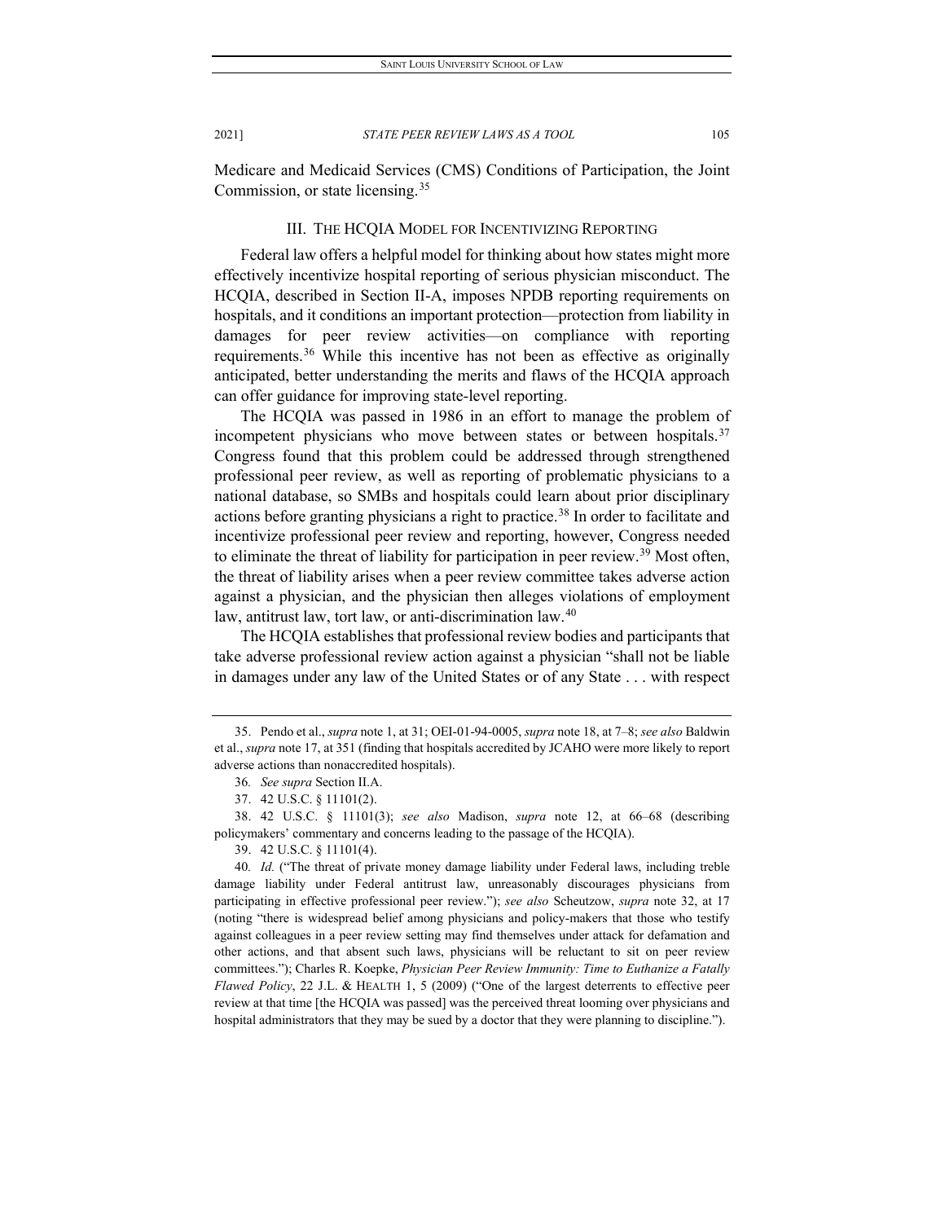Medicare and Medicaid Services (CMS) Conditions of Participation, the Joint Commission, or state licensing.[35]

## III. THE HCQIA MODEL FOR INCENTIVIZING REPORTING

Federal law offers a helpful model for thinking about how states might more effectively incentivize hospital reporting of serious physician misconduct. The HCQIA, described in Section II-A, imposes NPDB reporting requirements on hospitals, and it conditions an important protection—protection from liability in damages for peer review activities—on compliance with reporting requirements.[36] While this incentive has not been as effective as originally anticipated, better understanding the merits and flaws of the HCQIA approach can offer guidance for improving state-level reporting.

The HCQIA was passed in 1986 in an effort to manage the problem of incompetent physicians who move between states or between hospitals.[37] Congress found that this problem could be addressed through strengthened professional peer review, as well as reporting of problematic physicians to a national database, so SMBs and hospitals could learn about prior disciplinary actions before granting physicians a right to practice.[38] In order to facilitate and incentivize professional peer review and reporting, however, Congress needed to eliminate the threat of liability for participation in peer review.[39] Most often, the threat of liability arises when a peer review committee takes adverse action against a physician, and the physician then alleges violations of employment law, antitrust law, tort law, or anti-discrimination law.[40]

The HCQIA establishes that professional review bodies and participants that take adverse professional review action against a physician "shall not be liable in damages under any law of the United States or of any State . . . with respect

---

35. Pendo et al., *supra* note 1, at 31; OEI-01-94-0005, *supra* note 18, at 7–8; *see also* Baldwin et al., *supra* note 17, at 351 (finding that hospitals accredited by JCAHO were more likely to report adverse actions than nonaccredited hospitals).

36. *See supra* Section II.A.

37. 42 U.S.C. § 11101(2).

38. 42 U.S.C. § 11101(3); *see also* Madison, *supra* note 12, at 66–68 (describing policymakers' commentary and concerns leading to the passage of the HCQIA).

39. 42 U.S.C. § 11101(4).

40. *Id.* ("The threat of private money damage liability under Federal laws, including treble damage liability under Federal antitrust law, unreasonably discourages physicians from participating in effective professional peer review."); *see also* Scheutzow, *supra* note 32, at 17 (noting "there is widespread belief among physicians and policy-makers that those who testify against colleagues in a peer review setting may find themselves under attack for defamation and other actions, and that absent such laws, physicians will be reluctant to sit on peer review committees."); Charles R. Koepke, *Physician Peer Review Immunity: Time to Euthanize a Fatally Flawed Policy*, 22 J.L. & HEALTH 1, 5 (2009) ("One of the largest deterrents to effective peer review at that time [the HCQIA was passed] was the perceived threat looming over physicians and hospital administrators that they may be sued by a doctor that they were planning to discipline.").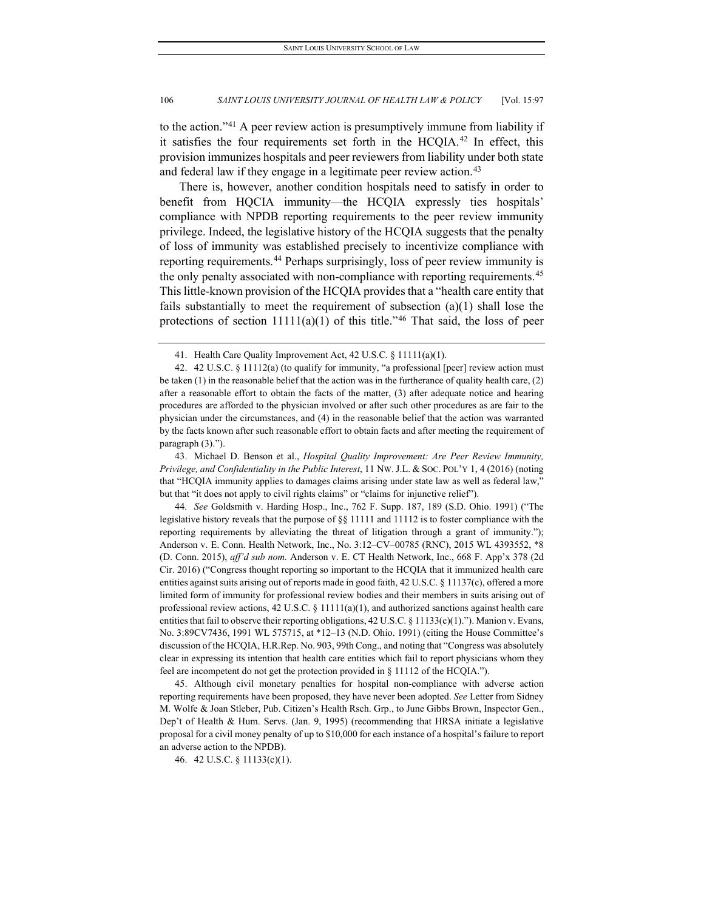to the action."[41] A peer review action is presumptively immune from liability if it satisfies the four requirements set forth in the HCQIA.[42] In effect, this provision immunizes hospitals and peer reviewers from liability under both state and federal law if they engage in a legitimate peer review action.[43]

There is, however, another condition hospitals need to satisfy in order to benefit from HQCIA immunity—the HCQIA expressly ties hospitals' compliance with NPDB reporting requirements to the peer review immunity privilege. Indeed, the legislative history of the HCQIA suggests that the penalty of loss of immunity was established precisely to incentivize compliance with reporting requirements.[44] Perhaps surprisingly, loss of peer review immunity is the only penalty associated with non-compliance with reporting requirements.[45] This little-known provision of the HCQIA provides that a "health care entity that fails substantially to meet the requirement of subsection (a)(1) shall lose the protections of section 11111(a)(1) of this title."[46] That said, the loss of peer

41. Health Care Quality Improvement Act, 42 U.S.C. § 11111(a)(1).

42. 42 U.S.C. § 11112(a) (to qualify for immunity, "a professional [peer] review action must be taken (1) in the reasonable belief that the action was in the furtherance of quality health care, (2) after a reasonable effort to obtain the facts of the matter, (3) after adequate notice and hearing procedures are afforded to the physician involved or after such other procedures as are fair to the physician under the circumstances, and (4) in the reasonable belief that the action was warranted by the facts known after such reasonable effort to obtain facts and after meeting the requirement of paragraph (3).").

43. Michael D. Benson et al., *Hospital Quality Improvement: Are Peer Review Immunity, Privilege, and Confidentiality in the Public Interest*, 11 NW. J.L. & SOC. POL'Y 1, 4 (2016) (noting that "HCQIA immunity applies to damages claims arising under state law as well as federal law," but that "it does not apply to civil rights claims" or "claims for injunctive relief").

44. *See* Goldsmith v. Harding Hosp., Inc., 762 F. Supp. 187, 189 (S.D. Ohio. 1991) ("The legislative history reveals that the purpose of §§ 11111 and 11112 is to foster compliance with the reporting requirements by alleviating the threat of litigation through a grant of immunity."); Anderson v. E. Conn. Health Network, Inc., No. 3:12–CV–00785 (RNC), 2015 WL 4393552, *8 (D. Conn. 2015), *aff'd sub nom.* Anderson v. E. CT Health Network, Inc., 668 F. App'x 378 (2d Cir. 2016) ("Congress thought reporting so important to the HCQIA that it immunized health care entities against suits arising out of reports made in good faith, 42 U.S.C. § 11137(c), offered a more limited form of immunity for professional review bodies and their members in suits arising out of professional review actions, 42 U.S.C. § 11111(a)(1), and authorized sanctions against health care entities that fail to observe their reporting obligations, 42 U.S.C. § 11133(c)(1)."). Manion v. Evans, No. 3:89CV7436, 1991 WL 575715, at *12–13 (N.D. Ohio. 1991) (citing the House Committee's discussion of the HCQIA, H.R.Rep. No. 903, 99th Cong., and noting that "Congress was absolutely clear in expressing its intention that health care entities which fail to report physicians whom they feel are incompetent do not get the protection provided in § 11112 of the HCQIA.").

45. Although civil monetary penalties for hospital non-compliance with adverse action reporting requirements have been proposed, they have never been adopted. *See* Letter from Sidney M. Wolfe & Joan Stleber, Pub. Citizen's Health Rsch. Grp., to June Gibbs Brown, Inspector Gen., Dep't of Health & Hum. Servs. (Jan. 9, 1995) (recommending that HRSA initiate a legislative proposal for a civil money penalty of up to $10,000 for each instance of a hospital's failure to report an adverse action to the NPDB).

46. 42 U.S.C. § 11133(c)(1).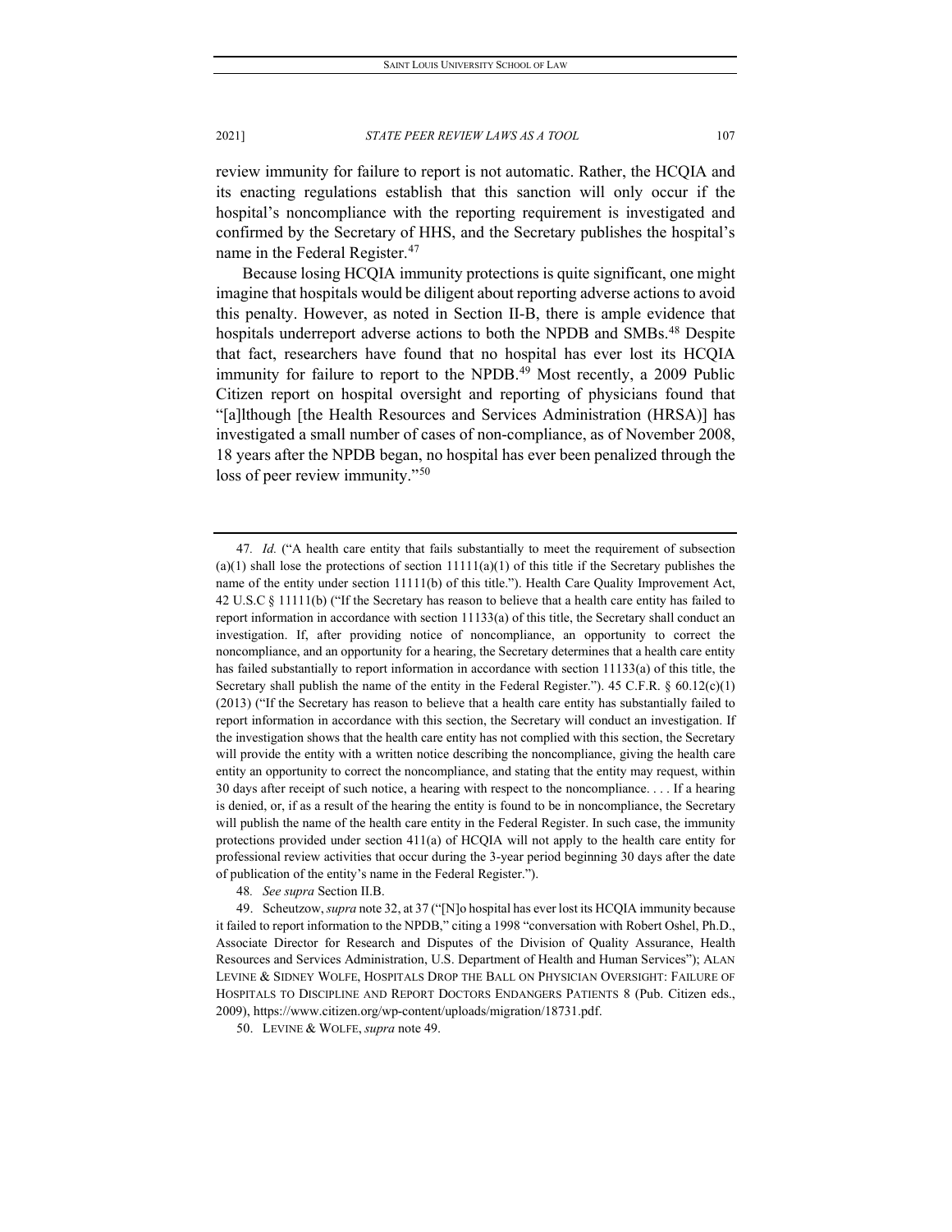review immunity for failure to report is not automatic. Rather, the HCQIA and its enacting regulations establish that this sanction will only occur if the hospital's noncompliance with the reporting requirement is investigated and confirmed by the Secretary of HHS, and the Secretary publishes the hospital's name in the Federal Register.[47]

Because losing HCQIA immunity protections is quite significant, one might imagine that hospitals would be diligent about reporting adverse actions to avoid this penalty. However, as noted in Section II-B, there is ample evidence that hospitals underreport adverse actions to both the NPDB and SMBs.[48] Despite that fact, researchers have found that no hospital has ever lost its HCQIA immunity for failure to report to the NPDB.[49] Most recently, a 2009 Public Citizen report on hospital oversight and reporting of physicians found that "[a]lthough [the Health Resources and Services Administration (HRSA)] has investigated a small number of cases of non-compliance, as of November 2008, 18 years after the NPDB began, no hospital has ever been penalized through the loss of peer review immunity."[50]

---

47. *Id.* ("A health care entity that fails substantially to meet the requirement of subsection (a)(1) shall lose the protections of section 11111(a)(1) of this title if the Secretary publishes the name of the entity under section 11111(b) of this title."). Health Care Quality Improvement Act, 42 U.S.C § 11111(b) ("If the Secretary has reason to believe that a health care entity has failed to report information in accordance with section 11133(a) of this title, the Secretary shall conduct an investigation. If, after providing notice of noncompliance, an opportunity to correct the noncompliance, and an opportunity for a hearing, the Secretary determines that a health care entity has failed substantially to report information in accordance with section 11133(a) of this title, the Secretary shall publish the name of the entity in the Federal Register."). 45 C.F.R. § 60.12(c)(1) (2013) ("If the Secretary has reason to believe that a health care entity has substantially failed to report information in accordance with this section, the Secretary will conduct an investigation. If the investigation shows that the health care entity has not complied with this section, the Secretary will provide the entity with a written notice describing the noncompliance, giving the health care entity an opportunity to correct the noncompliance, and stating that the entity may request, within 30 days after receipt of such notice, a hearing with respect to the noncompliance. . . . If a hearing is denied, or, if as a result of the hearing the entity is found to be in noncompliance, the Secretary will publish the name of the health care entity in the Federal Register. In such case, the immunity protections provided under section 411(a) of HCQIA will not apply to the health care entity for professional review activities that occur during the 3-year period beginning 30 days after the date of publication of the entity's name in the Federal Register.").

48. *See supra* Section II.B.

49. Scheutzow, *supra* note 32, at 37 ("[N]o hospital has ever lost its HCQIA immunity because it failed to report information to the NPDB," citing a 1998 "conversation with Robert Oshel, Ph.D., Associate Director for Research and Disputes of the Division of Quality Assurance, Health Resources and Services Administration, U.S. Department of Health and Human Services"); ALAN LEVINE & SIDNEY WOLFE, HOSPITALS DROP THE BALL ON PHYSICIAN OVERSIGHT: FAILURE OF HOSPITALS TO DISCIPLINE AND REPORT DOCTORS ENDANGERS PATIENTS 8 (Pub. Citizen eds., 2009), https://www.citizen.org/wp-content/uploads/migration/18731.pdf.

50. LEVINE & WOLFE, *supra* note 49.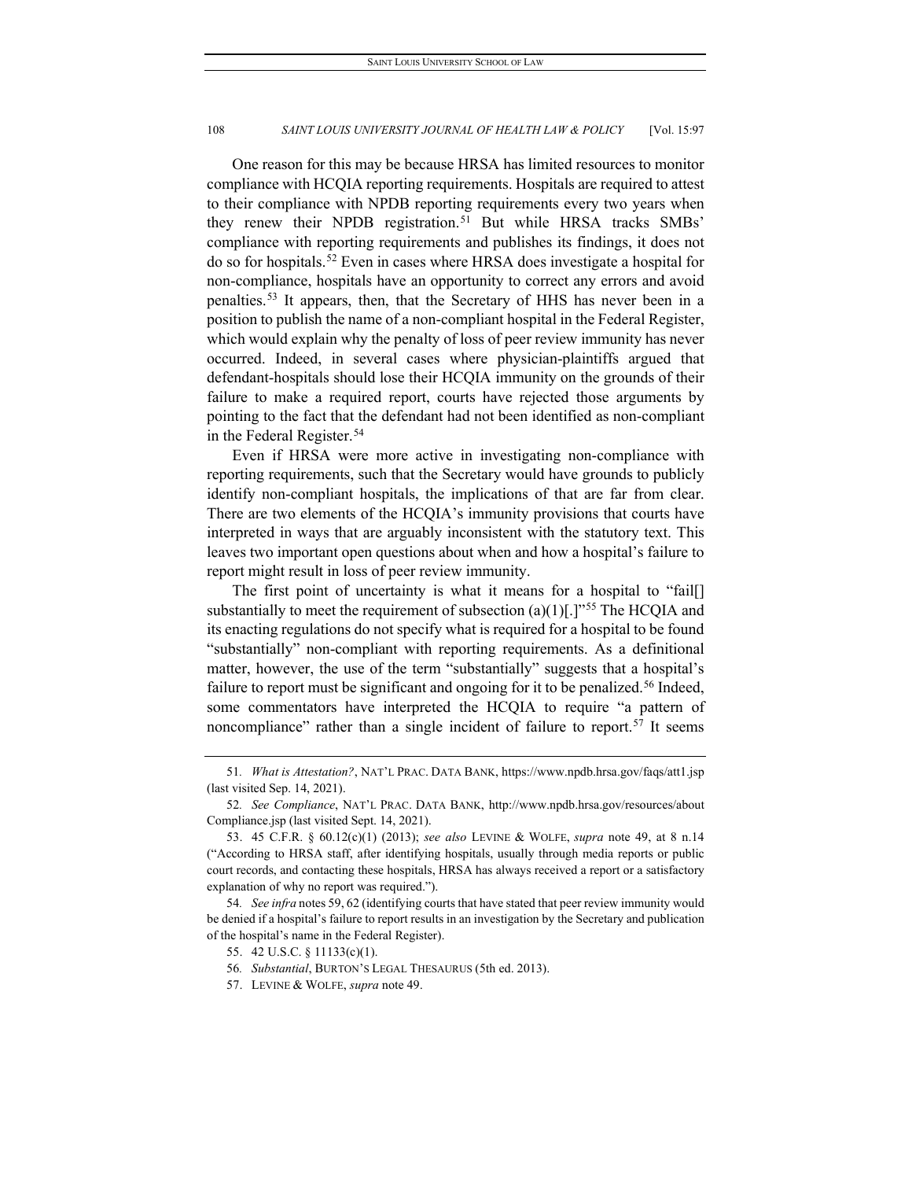One reason for this may be because HRSA has limited resources to monitor compliance with HCQIA reporting requirements. Hospitals are required to attest to their compliance with NPDB reporting requirements every two years when they renew their NPDB registration.[51] But while HRSA tracks SMBs' compliance with reporting requirements and publishes its findings, it does not do so for hospitals.[52] Even in cases where HRSA does investigate a hospital for non-compliance, hospitals have an opportunity to correct any errors and avoid penalties.[53] It appears, then, that the Secretary of HHS has never been in a position to publish the name of a non-compliant hospital in the Federal Register, which would explain why the penalty of loss of peer review immunity has never occurred. Indeed, in several cases where physician-plaintiffs argued that defendant-hospitals should lose their HCQIA immunity on the grounds of their failure to make a required report, courts have rejected those arguments by pointing to the fact that the defendant had not been identified as non-compliant in the Federal Register.[54]

Even if HRSA were more active in investigating non-compliance with reporting requirements, such that the Secretary would have grounds to publicly identify non-compliant hospitals, the implications of that are far from clear. There are two elements of the HCQIA's immunity provisions that courts have interpreted in ways that are arguably inconsistent with the statutory text. This leaves two important open questions about when and how a hospital's failure to report might result in loss of peer review immunity.

The first point of uncertainty is what it means for a hospital to "fail[] substantially to meet the requirement of subsection (a)(1)[.]"[55] The HCQIA and its enacting regulations do not specify what is required for a hospital to be found "substantially" non-compliant with reporting requirements. As a definitional matter, however, the use of the term "substantially" suggests that a hospital's failure to report must be significant and ongoing for it to be penalized.[56] Indeed, some commentators have interpreted the HCQIA to require "a pattern of noncompliance" rather than a single incident of failure to report.[57] It seems

51. *What is Attestation?*, NAT'L PRAC. DATA BANK, https://www.npdb.hrsa.gov/faqs/att1.jsp (last visited Sep. 14, 2021).

52. *See Compliance*, NAT'L PRAC. DATA BANK, http://www.npdb.hrsa.gov/resources/about Compliance.jsp (last visited Sept. 14, 2021).

53. 45 C.F.R. § 60.12(c)(1) (2013); *see also* LEVINE & WOLFE, *supra* note 49, at 8 n.14 ("According to HRSA staff, after identifying hospitals, usually through media reports or public court records, and contacting these hospitals, HRSA has always received a report or a satisfactory explanation of why no report was required.").

54. *See infra* notes 59, 62 (identifying courts that have stated that peer review immunity would be denied if a hospital's failure to report results in an investigation by the Secretary and publication of the hospital's name in the Federal Register).

55. 42 U.S.C. § 11133(c)(1).

56. *Substantial*, BURTON'S LEGAL THESAURUS (5th ed. 2013).

57. LEVINE & WOLFE, *supra* note 49.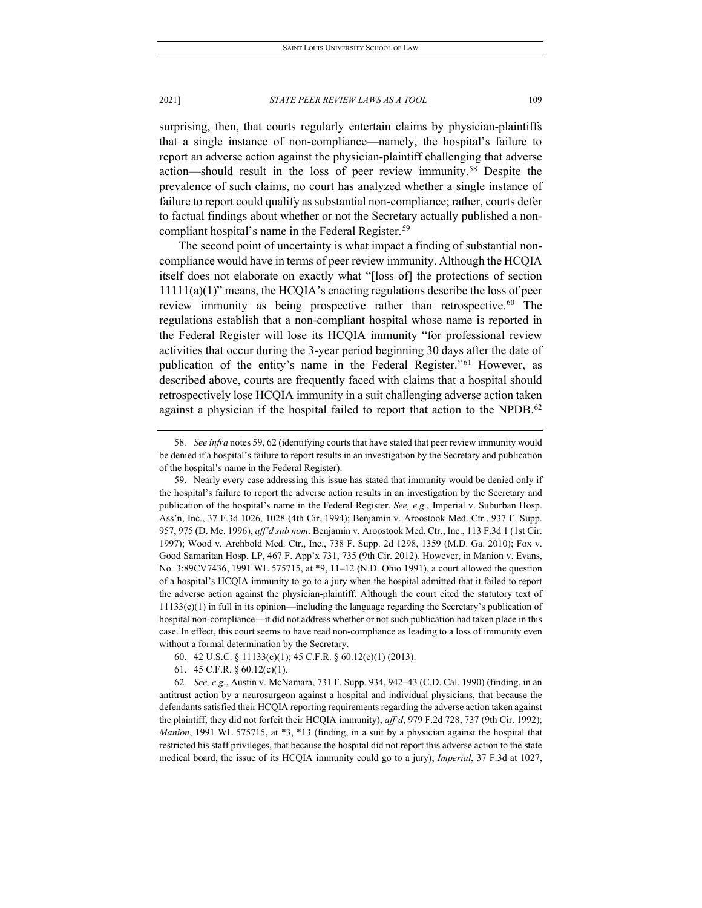surprising, then, that courts regularly entertain claims by physician-plaintiffs that a single instance of non-compliance—namely, the hospital's failure to report an adverse action against the physician-plaintiff challenging that adverse action—should result in the loss of peer review immunity.[58] Despite the prevalence of such claims, no court has analyzed whether a single instance of failure to report could qualify as substantial non-compliance; rather, courts defer to factual findings about whether or not the Secretary actually published a non-compliant hospital's name in the Federal Register.[59]

The second point of uncertainty is what impact a finding of substantial non-compliance would have in terms of peer review immunity. Although the HCQIA itself does not elaborate on exactly what "[loss of] the protections of section 11111(a)(1)" means, the HCQIA's enacting regulations describe the loss of peer review immunity as being prospective rather than retrospective.[60] The regulations establish that a non-compliant hospital whose name is reported in the Federal Register will lose its HCQIA immunity "for professional review activities that occur during the 3-year period beginning 30 days after the date of publication of the entity's name in the Federal Register."[61] However, as described above, courts are frequently faced with claims that a hospital should retrospectively lose HCQIA immunity in a suit challenging adverse action taken against a physician if the hospital failed to report that action to the NPDB.[62]

58. *See infra* notes 59, 62 (identifying courts that have stated that peer review immunity would be denied if a hospital's failure to report results in an investigation by the Secretary and publication of the hospital's name in the Federal Register).

59. Nearly every case addressing this issue has stated that immunity would be denied only if the hospital's failure to report the adverse action results in an investigation by the Secretary and publication of the hospital's name in the Federal Register. *See, e.g.*, Imperial v. Suburban Hosp. Ass'n, Inc., 37 F.3d 1026, 1028 (4th Cir. 1994); Benjamin v. Aroostook Med. Ctr., 937 F. Supp. 957, 975 (D. Me. 1996), *aff'd sub nom*. Benjamin v. Aroostook Med. Ctr., Inc., 113 F.3d 1 (1st Cir. 1997); Wood v. Archbold Med. Ctr., Inc., 738 F. Supp. 2d 1298, 1359 (M.D. Ga. 2010); Fox v. Good Samaritan Hosp. LP, 467 F. App'x 731, 735 (9th Cir. 2012). However, in Manion v. Evans, No. 3:89CV7436, 1991 WL 575715, at *9, 11–12 (N.D. Ohio 1991), a court allowed the question of a hospital's HCQIA immunity to go to a jury when the hospital admitted that it failed to report the adverse action against the physician-plaintiff. Although the court cited the statutory text of 11133(c)(1) in full in its opinion—including the language regarding the Secretary's publication of hospital non-compliance—it did not address whether or not such publication had taken place in this case. In effect, this court seems to have read non-compliance as leading to a loss of immunity even without a formal determination by the Secretary.

60. 42 U.S.C. § 11133(c)(1); 45 C.F.R. § 60.12(c)(1) (2013).

61. 45 C.F.R. § 60.12(c)(1).

62. *See, e.g.*, Austin v. McNamara, 731 F. Supp. 934, 942–43 (C.D. Cal. 1990) (finding, in an antitrust action by a neurosurgeon against a hospital and individual physicians, that because the defendants satisfied their HCQIA reporting requirements regarding the adverse action taken against the plaintiff, they did not forfeit their HCQIA immunity), *aff'd*, 979 F.2d 728, 737 (9th Cir. 1992); *Manion*, 1991 WL 575715, at *3, *13 (finding, in a suit by a physician against the hospital that restricted his staff privileges, that because the hospital did not report this adverse action to the state medical board, the issue of its HCQIA immunity could go to a jury); *Imperial*, 37 F.3d at 1027,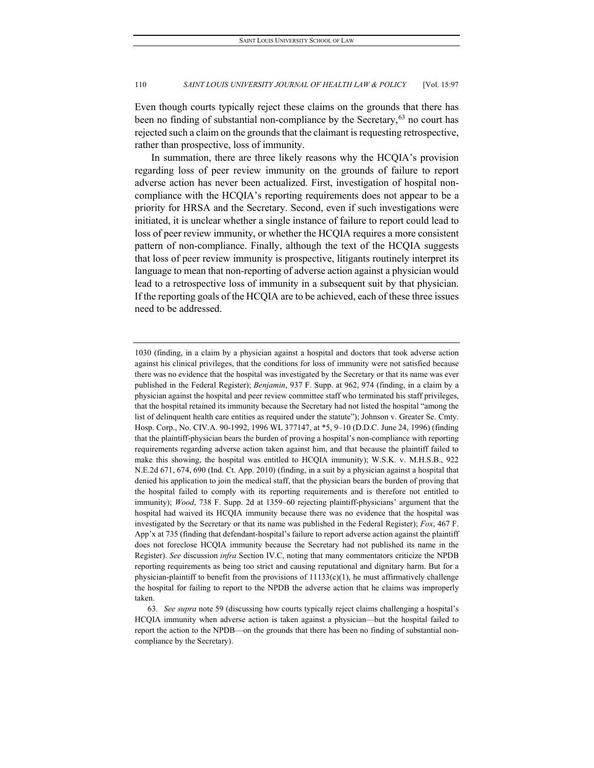Even though courts typically reject these claims on the grounds that there has been no finding of substantial non-compliance by the Secretary,[63] no court has rejected such a claim on the grounds that the claimant is requesting retrospective, rather than prospective, loss of immunity.

In summation, there are three likely reasons why the HCQIA's provision regarding loss of peer review immunity on the grounds of failure to report adverse action has never been actualized. First, investigation of hospital non-compliance with the HCQIA's reporting requirements does not appear to be a priority for HRSA and the Secretary. Second, even if such investigations were initiated, it is unclear whether a single instance of failure to report could lead to loss of peer review immunity, or whether the HCQIA requires a more consistent pattern of non-compliance. Finally, although the text of the HCQIA suggests that loss of peer review immunity is prospective, litigants routinely interpret its language to mean that non-reporting of adverse action against a physician would lead to a retrospective loss of immunity in a subsequent suit by that physician. If the reporting goals of the HCQIA are to be achieved, each of these three issues need to be addressed.

---

1030 (finding, in a claim by a physician against a hospital and doctors that took adverse action against his clinical privileges, that the conditions for loss of immunity were not satisfied because there was no evidence that the hospital was investigated by the Secretary or that its name was ever published in the Federal Register); *Benjamin*, 937 F. Supp. at 962, 974 (finding, in a claim by a physician against the hospital and peer review committee staff who terminated his staff privileges, that the hospital retained its immunity because the Secretary had not listed the hospital "among the list of delinquent health care entities as required under the statute"); Johnson v. Greater Se. Cmty. Hosp. Corp., No. CIV.A. 90-1992, 1996 WL 377147, at *5, 9–10 (D.D.C. June 24, 1996) (finding that the plaintiff-physician bears the burden of proving a hospital's non-compliance with reporting requirements regarding adverse action taken against him, and that because the plaintiff failed to make this showing, the hospital was entitled to HCQIA immunity); W.S.K. v. M.H.S.B., 922 N.E.2d 671, 674, 690 (Ind. Ct. App. 2010) (finding, in a suit by a physician against a hospital that denied his application to join the medical staff, that the physician bears the burden of proving that the hospital failed to comply with its reporting requirements and is therefore not entitled to immunity); *Wood*, 738 F. Supp. 2d at 1359–60 rejecting plaintiff-physicians' argument that the hospital had waived its HCQIA immunity because there was no evidence that the hospital was investigated by the Secretary or that its name was published in the Federal Register); *Fox*, 467 F. App'x at 735 (finding that defendant-hospital's failure to report adverse action against the plaintiff does not foreclose HCQIA immunity because the Secretary had not published its name in the Register). *See* discussion *infra* Section IV.C, noting that many commentators criticize the NPDB reporting requirements as being too strict and causing reputational and dignitary harm. But for a physician-plaintiff to benefit from the provisions of 11133(c)(1), he must affirmatively challenge the hospital for failing to report to the NPDB the adverse action that he claims was improperly taken.

63. *See supra* note 59 (discussing how courts typically reject claims challenging a hospital's HCQIA immunity when adverse action is taken against a physician—but the hospital failed to report the action to the NPDB—on the grounds that there has been no finding of substantial non-compliance by the Secretary).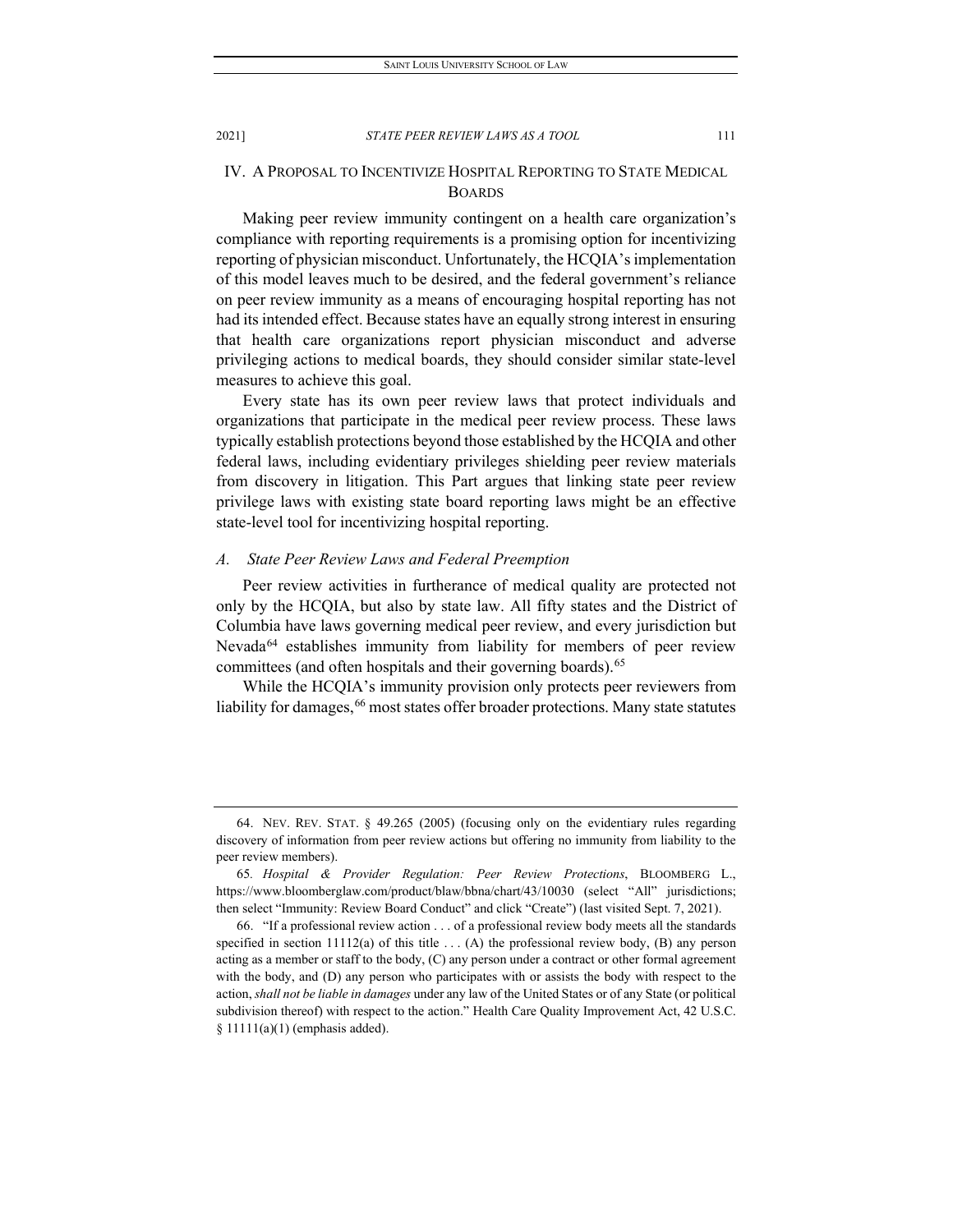## IV. A Proposal to Incentivize Hospital Reporting to State Medical Boards

Making peer review immunity contingent on a health care organization's compliance with reporting requirements is a promising option for incentivizing reporting of physician misconduct. Unfortunately, the HCQIA's implementation of this model leaves much to be desired, and the federal government's reliance on peer review immunity as a means of encouraging hospital reporting has not had its intended effect. Because states have an equally strong interest in ensuring that health care organizations report physician misconduct and adverse privileging actions to medical boards, they should consider similar state-level measures to achieve this goal.

Every state has its own peer review laws that protect individuals and organizations that participate in the medical peer review process. These laws typically establish protections beyond those established by the HCQIA and other federal laws, including evidentiary privileges shielding peer review materials from discovery in litigation. This Part argues that linking state peer review privilege laws with existing state board reporting laws might be an effective state-level tool for incentivizing hospital reporting.

### *A. State Peer Review Laws and Federal Preemption*

Peer review activities in furtherance of medical quality are protected not only by the HCQIA, but also by state law. All fifty states and the District of Columbia have laws governing medical peer review, and every jurisdiction but Nevada[64] establishes immunity from liability for members of peer review committees (and often hospitals and their governing boards).[65]

While the HCQIA's immunity provision only protects peer reviewers from liability for damages,[66] most states offer broader protections. Many state statutes

---

64. Nev. Rev. Stat. § 49.265 (2005) (focusing only on the evidentiary rules regarding discovery of information from peer review actions but offering no immunity from liability to the peer review members).

65. *Hospital & Provider Regulation: Peer Review Protections*, Bloomberg L., https://www.bloomberglaw.com/product/blaw/bbna/chart/43/10030 (select "All" jurisdictions; then select "Immunity: Review Board Conduct" and click "Create") (last visited Sept. 7, 2021).

66. "If a professional review action . . . of a professional review body meets all the standards specified in section 11112(a) of this title . . . (A) the professional review body, (B) any person acting as a member or staff to the body, (C) any person under a contract or other formal agreement with the body, and (D) any person who participates with or assists the body with respect to the action, *shall not be liable in damages* under any law of the United States or of any State (or political subdivision thereof) with respect to the action." Health Care Quality Improvement Act, 42 U.S.C. § 11111(a)(1) (emphasis added).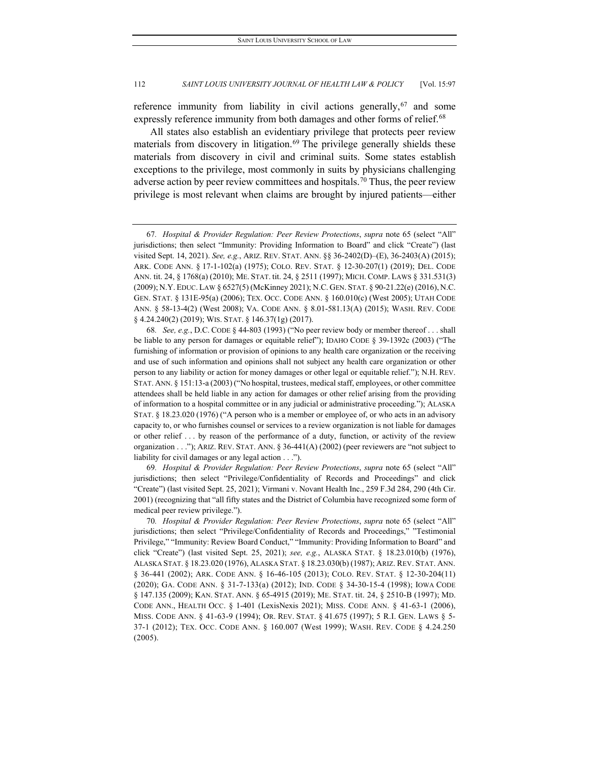reference immunity from liability in civil actions generally,[67] and some expressly reference immunity from both damages and other forms of relief.[68]

All states also establish an evidentiary privilege that protects peer review materials from discovery in litigation.[69] The privilege generally shields these materials from discovery in civil and criminal suits. Some states establish exceptions to the privilege, most commonly in suits by physicians challenging adverse action by peer review committees and hospitals.[70] Thus, the peer review privilege is most relevant when claims are brought by injured patients—either

---

67. *Hospital & Provider Regulation: Peer Review Protections*, *supra* note 65 (select "All" jurisdictions; then select "Immunity: Providing Information to Board" and click "Create") (last visited Sept. 14, 2021). *See, e.g.*, ARIZ. REV. STAT. ANN. §§ 36-2402(D)–(E), 36-2403(A) (2015); ARK. CODE ANN. § 17-1-102(a) (1975); COLO. REV. STAT. § 12-30-207(1) (2019); DEL. CODE ANN. tit. 24, § 1768(a) (2010); ME. STAT. tit. 24, § 2511 (1997); MICH. COMP. LAWS § 331.531(3) (2009); N.Y. EDUC. LAW § 6527(5) (McKinney 2021); N.C. GEN. STAT. § 90-21.22(e) (2016), N.C. GEN. STAT. § 131E-95(a) (2006); TEX. OCC. CODE ANN. § 160.010(c) (West 2005); UTAH CODE ANN. § 58-13-4(2) (West 2008); VA. CODE ANN. § 8.01-581.13(A) (2015); WASH. REV. CODE § 4.24.240(2) (2019); WIS. STAT. § 146.37(1g) (2017).

68. *See, e.g.*, D.C. CODE § 44-803 (1993) ("No peer review body or member thereof . . . shall be liable to any person for damages or equitable relief"); IDAHO CODE § 39-1392c (2003) ("The furnishing of information or provision of opinions to any health care organization or the receiving and use of such information and opinions shall not subject any health care organization or other person to any liability or action for money damages or other legal or equitable relief."); N.H. REV. STAT. ANN. § 151:13-a (2003) ("No hospital, trustees, medical staff, employees, or other committee attendees shall be held liable in any action for damages or other relief arising from the providing of information to a hospital committee or in any judicial or administrative proceeding."); ALASKA STAT. § 18.23.020 (1976) ("A person who is a member or employee of, or who acts in an advisory capacity to, or who furnishes counsel or services to a review organization is not liable for damages or other relief . . . by reason of the performance of a duty, function, or activity of the review organization . . ."); ARIZ. REV. STAT. ANN. § 36-441(A) (2002) (peer reviewers are "not subject to liability for civil damages or any legal action . . .").

69. *Hospital & Provider Regulation: Peer Review Protections*, *supra* note 65 (select "All" jurisdictions; then select "Privilege/Confidentiality of Records and Proceedings" and click "Create") (last visited Sept. 25, 2021); Virmani v. Novant Health Inc., 259 F.3d 284, 290 (4th Cir. 2001) (recognizing that "all fifty states and the District of Columbia have recognized some form of medical peer review privilege.").

70. *Hospital & Provider Regulation: Peer Review Protections*, *supra* note 65 (select "All" jurisdictions; then select "Privilege/Confidentiality of Records and Proceedings," "Testimonial Privilege," "Immunity: Review Board Conduct," "Immunity: Providing Information to Board" and click "Create") (last visited Sept. 25, 2021); *see, e.g.*, ALASKA STAT. § 18.23.010(b) (1976), ALASKA STAT. § 18.23.020 (1976), ALASKA STAT. § 18.23.030(b) (1987); ARIZ. REV. STAT. ANN. § 36-441 (2002); ARK. CODE ANN. § 16-46-105 (2013); COLO. REV. STAT. § 12-30-204(11) (2020); GA. CODE ANN. § 31-7-133(a) (2012); IND. CODE § 34-30-15-4 (1998); IOWA CODE § 147.135 (2009); KAN. STAT. ANN. § 65-4915 (2019); ME. STAT. tit. 24, § 2510-B (1997); MD. CODE ANN., HEALTH OCC. § 1-401 (LexisNexis 2021); MISS. CODE ANN. § 41-63-1 (2006), MISS. CODE ANN. § 41-63-9 (1994); OR. REV. STAT. § 41.675 (1997); 5 R.I. GEN. LAWS § 5-37-1 (2012); TEX. OCC. CODE ANN. § 160.007 (West 1999); WASH. REV. CODE § 4.24.250 (2005).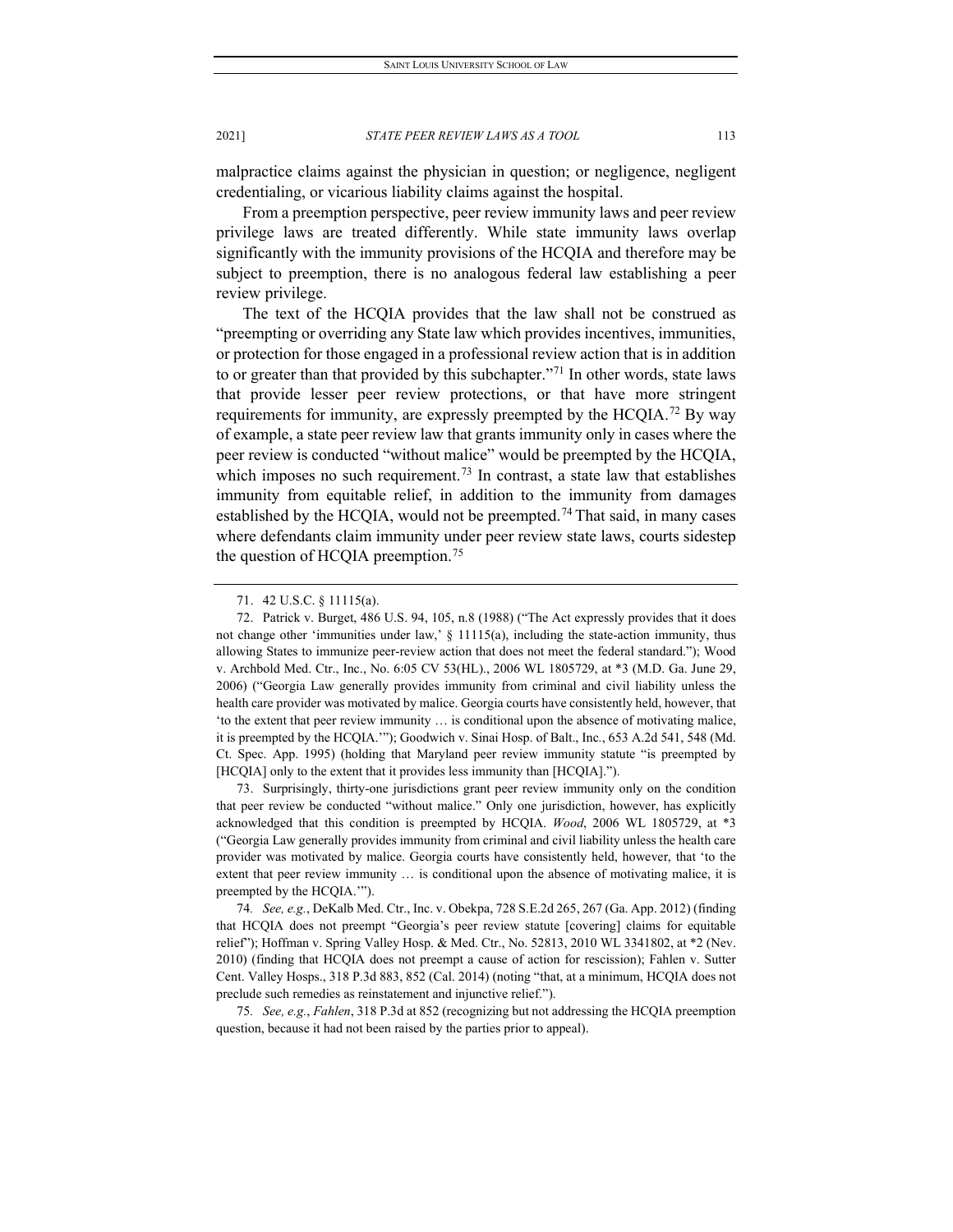malpractice claims against the physician in question; or negligence, negligent credentialing, or vicarious liability claims against the hospital.

From a preemption perspective, peer review immunity laws and peer review privilege laws are treated differently. While state immunity laws overlap significantly with the immunity provisions of the HCQIA and therefore may be subject to preemption, there is no analogous federal law establishing a peer review privilege.

The text of the HCQIA provides that the law shall not be construed as "preempting or overriding any State law which provides incentives, immunities, or protection for those engaged in a professional review action that is in addition to or greater than that provided by this subchapter."[71] In other words, state laws that provide lesser peer review protections, or that have more stringent requirements for immunity, are expressly preempted by the HCQIA.[72] By way of example, a state peer review law that grants immunity only in cases where the peer review is conducted "without malice" would be preempted by the HCQIA, which imposes no such requirement.[73] In contrast, a state law that establishes immunity from equitable relief, in addition to the immunity from damages established by the HCQIA, would not be preempted.[74] That said, in many cases where defendants claim immunity under peer review state laws, courts sidestep the question of HCQIA preemption.[75]

---

71. 42 U.S.C. § 11115(a).

72. Patrick v. Burget, 486 U.S. 94, 105, n.8 (1988) ("The Act expressly provides that it does not change other 'immunities under law,' § 11115(a), including the state-action immunity, thus allowing States to immunize peer-review action that does not meet the federal standard."); Wood v. Archbold Med. Ctr., Inc., No. 6:05 CV 53(HL)., 2006 WL 1805729, at *3 (M.D. Ga. June 29, 2006) ("Georgia Law generally provides immunity from criminal and civil liability unless the health care provider was motivated by malice. Georgia courts have consistently held, however, that 'to the extent that peer review immunity … is conditional upon the absence of motivating malice, it is preempted by the HCQIA.'"); Goodwich v. Sinai Hosp. of Balt., Inc., 653 A.2d 541, 548 (Md. Ct. Spec. App. 1995) (holding that Maryland peer review immunity statute "is preempted by [HCQIA] only to the extent that it provides less immunity than [HCQIA].").

73. Surprisingly, thirty-one jurisdictions grant peer review immunity only on the condition that peer review be conducted "without malice." Only one jurisdiction, however, has explicitly acknowledged that this condition is preempted by HCQIA. *Wood*, 2006 WL 1805729, at *3 ("Georgia Law generally provides immunity from criminal and civil liability unless the health care provider was motivated by malice. Georgia courts have consistently held, however, that 'to the extent that peer review immunity … is conditional upon the absence of motivating malice, it is preempted by the HCQIA.'").

74. *See, e.g.*, DeKalb Med. Ctr., Inc. v. Obekpa, 728 S.E.2d 265, 267 (Ga. App. 2012) (finding that HCQIA does not preempt "Georgia's peer review statute [covering] claims for equitable relief"); Hoffman v. Spring Valley Hosp. & Med. Ctr., No. 52813, 2010 WL 3341802, at *2 (Nev. 2010) (finding that HCQIA does not preempt a cause of action for rescission); Fahlen v. Sutter Cent. Valley Hosps., 318 P.3d 883, 852 (Cal. 2014) (noting "that, at a minimum, HCQIA does not preclude such remedies as reinstatement and injunctive relief.").

75. *See, e.g.*, *Fahlen*, 318 P.3d at 852 (recognizing but not addressing the HCQIA preemption question, because it had not been raised by the parties prior to appeal).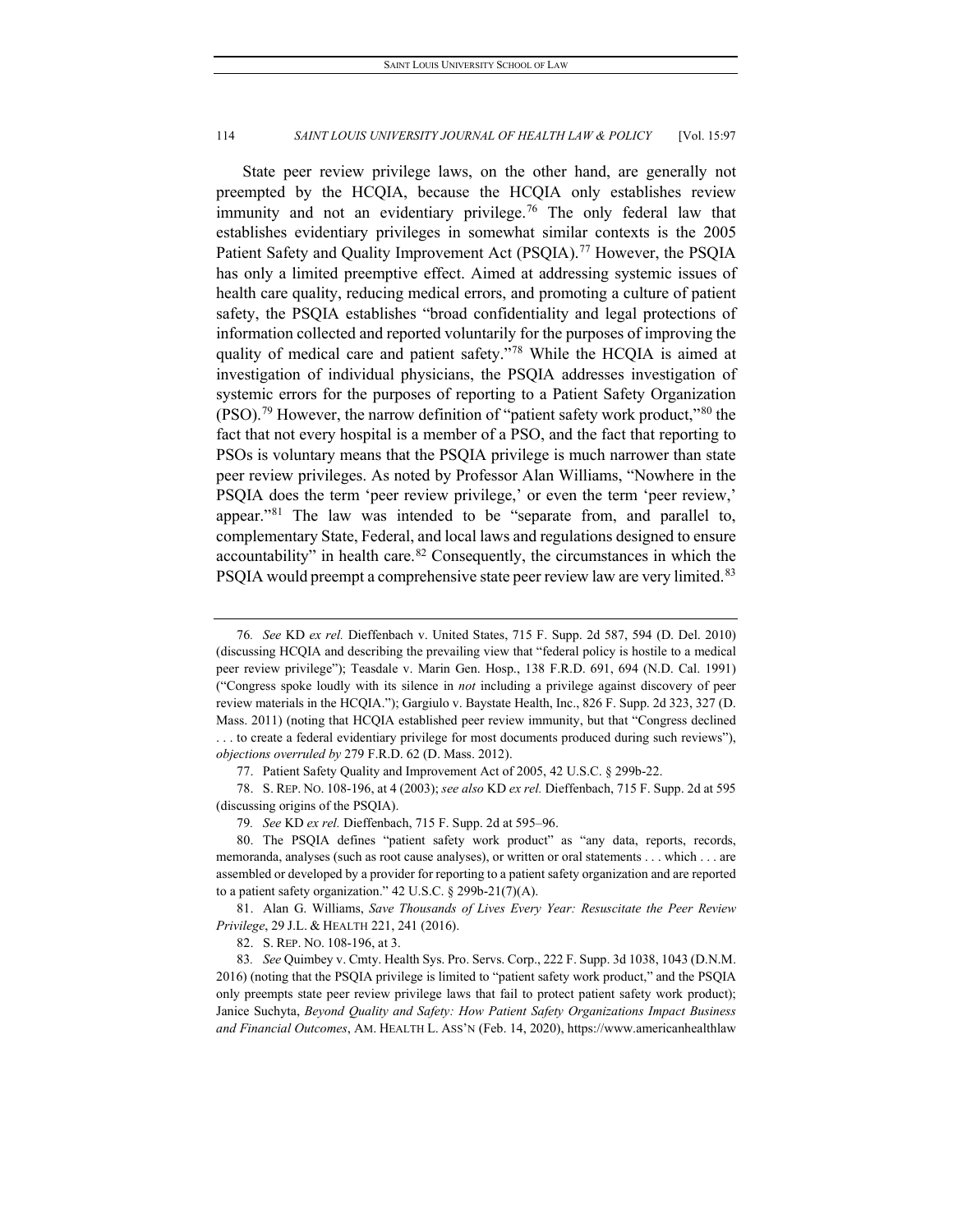State peer review privilege laws, on the other hand, are generally not preempted by the HCQIA, because the HCQIA only establishes review immunity and not an evidentiary privilege.[76] The only federal law that establishes evidentiary privileges in somewhat similar contexts is the 2005 Patient Safety and Quality Improvement Act (PSQIA).[77] However, the PSQIA has only a limited preemptive effect. Aimed at addressing systemic issues of health care quality, reducing medical errors, and promoting a culture of patient safety, the PSQIA establishes "broad confidentiality and legal protections of information collected and reported voluntarily for the purposes of improving the quality of medical care and patient safety."[78] While the HCQIA is aimed at investigation of individual physicians, the PSQIA addresses investigation of systemic errors for the purposes of reporting to a Patient Safety Organization (PSO).[79] However, the narrow definition of "patient safety work product,"[80] the fact that not every hospital is a member of a PSO, and the fact that reporting to PSOs is voluntary means that the PSQIA privilege is much narrower than state peer review privileges. As noted by Professor Alan Williams, "Nowhere in the PSQIA does the term 'peer review privilege,' or even the term 'peer review,' appear."[81] The law was intended to be "separate from, and parallel to, complementary State, Federal, and local laws and regulations designed to ensure accountability" in health care.[82] Consequently, the circumstances in which the PSQIA would preempt a comprehensive state peer review law are very limited.[83]

---

76. *See* KD *ex rel.* Dieffenbach v. United States, 715 F. Supp. 2d 587, 594 (D. Del. 2010) (discussing HCQIA and describing the prevailing view that "federal policy is hostile to a medical peer review privilege"); Teasdale v. Marin Gen. Hosp., 138 F.R.D. 691, 694 (N.D. Cal. 1991) ("Congress spoke loudly with its silence in *not* including a privilege against discovery of peer review materials in the HCQIA."); Gargiulo v. Baystate Health, Inc., 826 F. Supp. 2d 323, 327 (D. Mass. 2011) (noting that HCQIA established peer review immunity, but that "Congress declined . . . to create a federal evidentiary privilege for most documents produced during such reviews"), *objections overruled by* 279 F.R.D. 62 (D. Mass. 2012).

77. Patient Safety Quality and Improvement Act of 2005, 42 U.S.C. § 299b-22.

78. S. REP. NO. 108-196, at 4 (2003); *see also* KD *ex rel.* Dieffenbach, 715 F. Supp. 2d at 595 (discussing origins of the PSQIA).

79. *See* KD *ex rel.* Dieffenbach, 715 F. Supp. 2d at 595–96.

80. The PSQIA defines "patient safety work product" as "any data, reports, records, memoranda, analyses (such as root cause analyses), or written or oral statements . . . which . . . are assembled or developed by a provider for reporting to a patient safety organization and are reported to a patient safety organization." 42 U.S.C. § 299b-21(7)(A).

81. Alan G. Williams, *Save Thousands of Lives Every Year: Resuscitate the Peer Review Privilege*, 29 J.L. & HEALTH 221, 241 (2016).

82. S. REP. NO. 108-196, at 3.

83. *See* Quimbey v. Cmty. Health Sys. Pro. Servs. Corp., 222 F. Supp. 3d 1038, 1043 (D.N.M. 2016) (noting that the PSQIA privilege is limited to "patient safety work product," and the PSQIA only preempts state peer review privilege laws that fail to protect patient safety work product); Janice Suchyta, *Beyond Quality and Safety: How Patient Safety Organizations Impact Business and Financial Outcomes*, AM. HEALTH L. ASS'N (Feb. 14, 2020), https://www.americanhealthlaw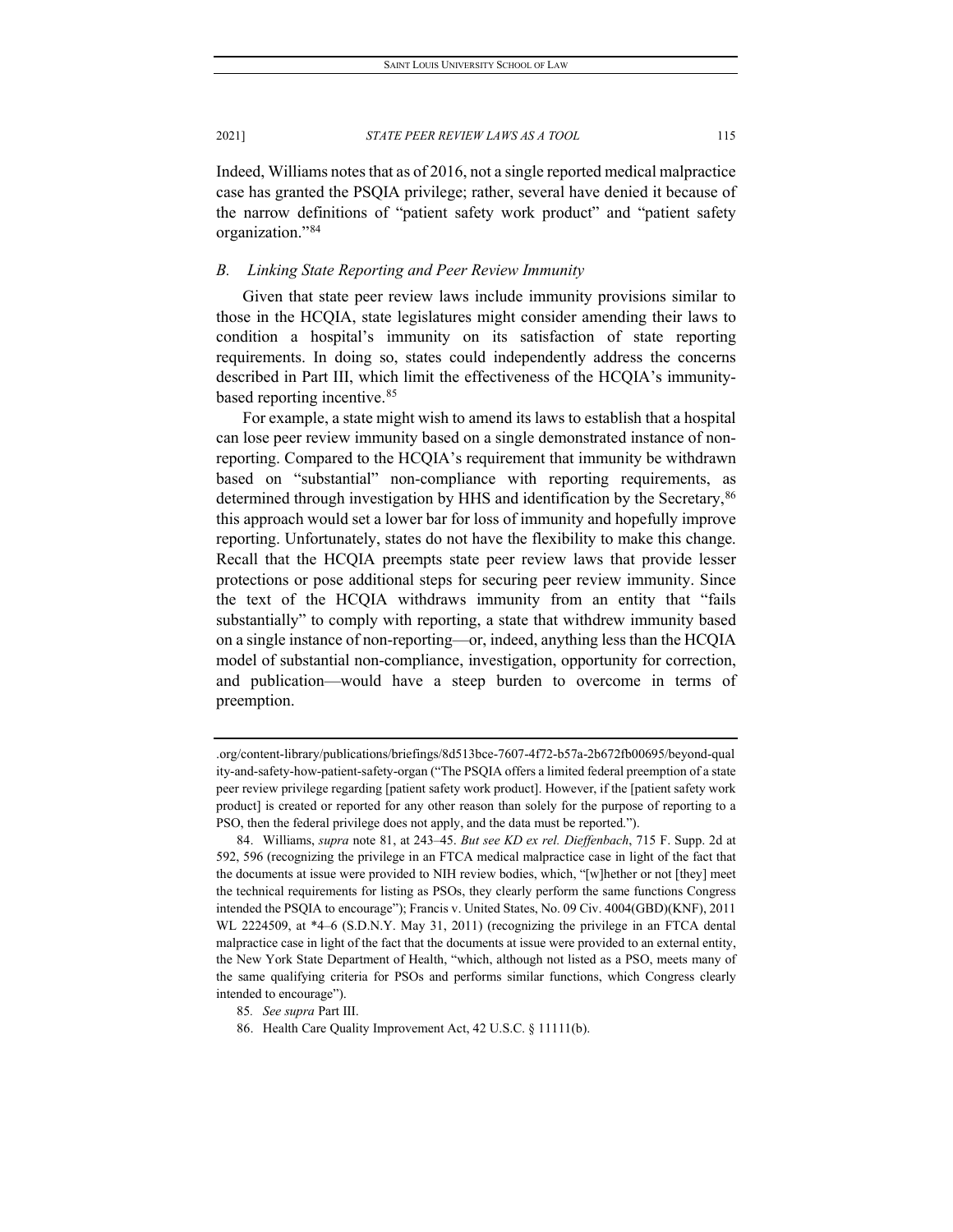Indeed, Williams notes that as of 2016, not a single reported medical malpractice case has granted the PSQIA privilege; rather, several have denied it because of the narrow definitions of "patient safety work product" and "patient safety organization."[84]

### *B. Linking State Reporting and Peer Review Immunity*

Given that state peer review laws include immunity provisions similar to those in the HCQIA, state legislatures might consider amending their laws to condition a hospital's immunity on its satisfaction of state reporting requirements. In doing so, states could independently address the concerns described in Part III, which limit the effectiveness of the HCQIA's immunity-based reporting incentive.[85]

For example, a state might wish to amend its laws to establish that a hospital can lose peer review immunity based on a single demonstrated instance of non-reporting. Compared to the HCQIA's requirement that immunity be withdrawn based on "substantial" non-compliance with reporting requirements, as determined through investigation by HHS and identification by the Secretary,[86] this approach would set a lower bar for loss of immunity and hopefully improve reporting. Unfortunately, states do not have the flexibility to make this change. Recall that the HCQIA preempts state peer review laws that provide lesser protections or pose additional steps for securing peer review immunity. Since the text of the HCQIA withdraws immunity from an entity that "fails substantially" to comply with reporting, a state that withdrew immunity based on a single instance of non-reporting—or, indeed, anything less than the HCQIA model of substantial non-compliance, investigation, opportunity for correction, and publication—would have a steep burden to overcome in terms of preemption.

---

.org/content-library/publications/briefings/8d513bce-7607-4f72-b57a-2b672fb00695/beyond-quality-and-safety-how-patient-safety-organ ("The PSQIA offers a limited federal preemption of a state peer review privilege regarding [patient safety work product]. However, if the [patient safety work product] is created or reported for any other reason than solely for the purpose of reporting to a PSO, then the federal privilege does not apply, and the data must be reported.").

84. Williams, *supra* note 81, at 243–45. *But see KD ex rel. Dieffenbach*, 715 F. Supp. 2d at 592, 596 (recognizing the privilege in an FTCA medical malpractice case in light of the fact that the documents at issue were provided to NIH review bodies, which, "[w]hether or not [they] meet the technical requirements for listing as PSOs, they clearly perform the same functions Congress intended the PSQIA to encourage"); Francis v. United States, No. 09 Civ. 4004(GBD)(KNF), 2011 WL 2224509, at *4–6 (S.D.N.Y. May 31, 2011) (recognizing the privilege in an FTCA dental malpractice case in light of the fact that the documents at issue were provided to an external entity, the New York State Department of Health, "which, although not listed as a PSO, meets many of the same qualifying criteria for PSOs and performs similar functions, which Congress clearly intended to encourage").

85. *See supra* Part III.

86. Health Care Quality Improvement Act, 42 U.S.C. § 11111(b).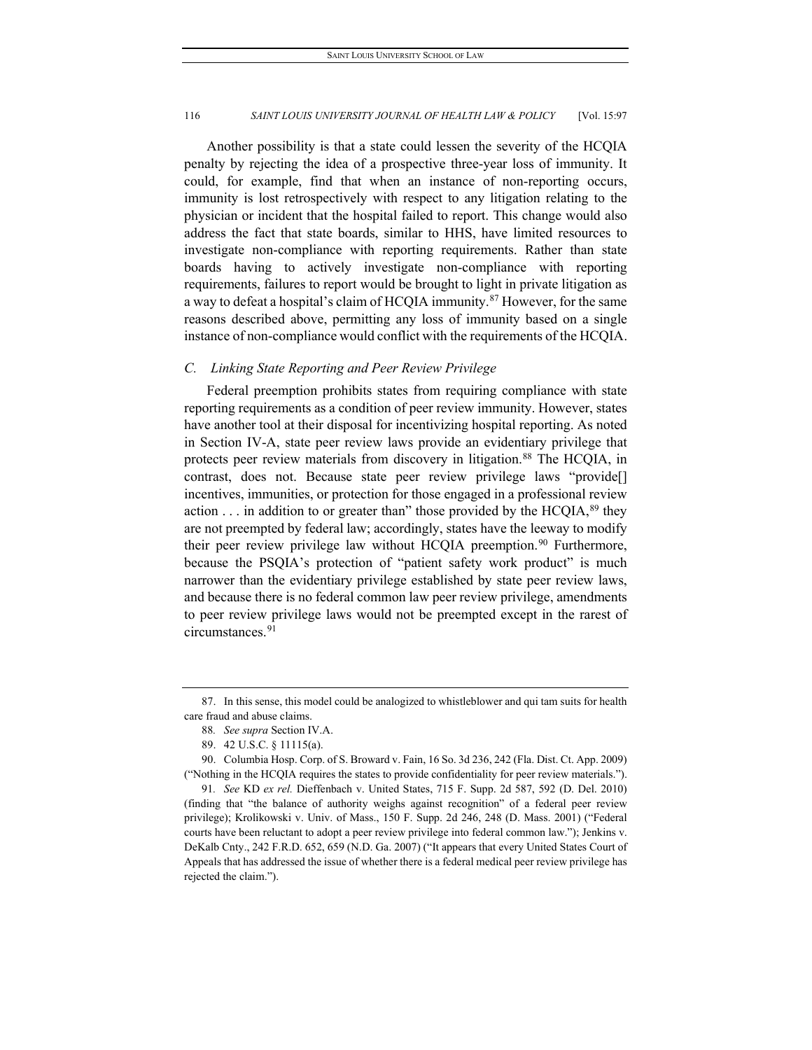Another possibility is that a state could lessen the severity of the HCQIA penalty by rejecting the idea of a prospective three-year loss of immunity. It could, for example, find that when an instance of non-reporting occurs, immunity is lost retrospectively with respect to any litigation relating to the physician or incident that the hospital failed to report. This change would also address the fact that state boards, similar to HHS, have limited resources to investigate non-compliance with reporting requirements. Rather than state boards having to actively investigate non-compliance with reporting requirements, failures to report would be brought to light in private litigation as a way to defeat a hospital's claim of HCQIA immunity.[87] However, for the same reasons described above, permitting any loss of immunity based on a single instance of non-compliance would conflict with the requirements of the HCQIA.

### *C. Linking State Reporting and Peer Review Privilege*

Federal preemption prohibits states from requiring compliance with state reporting requirements as a condition of peer review immunity. However, states have another tool at their disposal for incentivizing hospital reporting. As noted in Section IV-A, state peer review laws provide an evidentiary privilege that protects peer review materials from discovery in litigation.[88] The HCQIA, in contrast, does not. Because state peer review privilege laws "provide[] incentives, immunities, or protection for those engaged in a professional review action . . . in addition to or greater than" those provided by the HCQIA,[89] they are not preempted by federal law; accordingly, states have the leeway to modify their peer review privilege law without HCQIA preemption.[90] Furthermore, because the PSQIA's protection of "patient safety work product" is much narrower than the evidentiary privilege established by state peer review laws, and because there is no federal common law peer review privilege, amendments to peer review privilege laws would not be preempted except in the rarest of circumstances.[91]

---

87. In this sense, this model could be analogized to whistleblower and qui tam suits for health care fraud and abuse claims.

88. *See supra* Section IV.A.

89. 42 U.S.C. § 11115(a).

90. Columbia Hosp. Corp. of S. Broward v. Fain, 16 So. 3d 236, 242 (Fla. Dist. Ct. App. 2009) ("Nothing in the HCQIA requires the states to provide confidentiality for peer review materials.").

91. *See* KD *ex rel.* Dieffenbach v. United States, 715 F. Supp. 2d 587, 592 (D. Del. 2010) (finding that "the balance of authority weighs against recognition" of a federal peer review privilege); Krolikowski v. Univ. of Mass., 150 F. Supp. 2d 246, 248 (D. Mass. 2001) ("Federal courts have been reluctant to adopt a peer review privilege into federal common law."); Jenkins v. DeKalb Cnty., 242 F.R.D. 652, 659 (N.D. Ga. 2007) ("It appears that every United States Court of Appeals that has addressed the issue of whether there is a federal medical peer review privilege has rejected the claim.").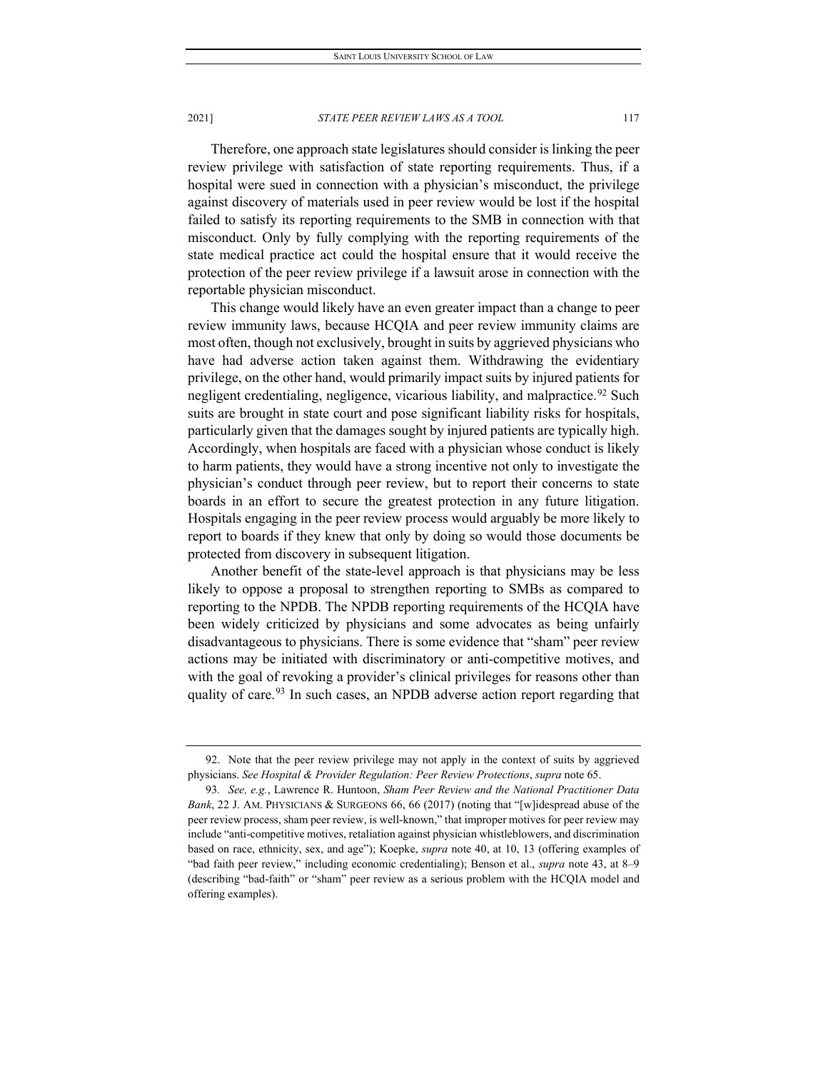Therefore, one approach state legislatures should consider is linking the peer review privilege with satisfaction of state reporting requirements. Thus, if a hospital were sued in connection with a physician's misconduct, the privilege against discovery of materials used in peer review would be lost if the hospital failed to satisfy its reporting requirements to the SMB in connection with that misconduct. Only by fully complying with the reporting requirements of the state medical practice act could the hospital ensure that it would receive the protection of the peer review privilege if a lawsuit arose in connection with the reportable physician misconduct.

This change would likely have an even greater impact than a change to peer review immunity laws, because HCQIA and peer review immunity claims are most often, though not exclusively, brought in suits by aggrieved physicians who have had adverse action taken against them. Withdrawing the evidentiary privilege, on the other hand, would primarily impact suits by injured patients for negligent credentialing, negligence, vicarious liability, and malpractice.[92] Such suits are brought in state court and pose significant liability risks for hospitals, particularly given that the damages sought by injured patients are typically high. Accordingly, when hospitals are faced with a physician whose conduct is likely to harm patients, they would have a strong incentive not only to investigate the physician's conduct through peer review, but to report their concerns to state boards in an effort to secure the greatest protection in any future litigation. Hospitals engaging in the peer review process would arguably be more likely to report to boards if they knew that only by doing so would those documents be protected from discovery in subsequent litigation.

Another benefit of the state-level approach is that physicians may be less likely to oppose a proposal to strengthen reporting to SMBs as compared to reporting to the NPDB. The NPDB reporting requirements of the HCQIA have been widely criticized by physicians and some advocates as being unfairly disadvantageous to physicians. There is some evidence that "sham" peer review actions may be initiated with discriminatory or anti-competitive motives, and with the goal of revoking a provider's clinical privileges for reasons other than quality of care.[93] In such cases, an NPDB adverse action report regarding that

---

92. Note that the peer review privilege may not apply in the context of suits by aggrieved physicians. *See Hospital & Provider Regulation: Peer Review Protections*, *supra* note 65.

93. *See, e.g.*, Lawrence R. Huntoon, *Sham Peer Review and the National Practitioner Data Bank*, 22 J. AM. PHYSICIANS & SURGEONS 66, 66 (2017) (noting that "[w]idespread abuse of the peer review process, sham peer review, is well-known," that improper motives for peer review may include "anti-competitive motives, retaliation against physician whistleblowers, and discrimination based on race, ethnicity, sex, and age"); Koepke, *supra* note 40, at 10, 13 (offering examples of "bad faith peer review," including economic credentialing); Benson et al., *supra* note 43, at 8–9 (describing "bad-faith" or "sham" peer review as a serious problem with the HCQIA model and offering examples).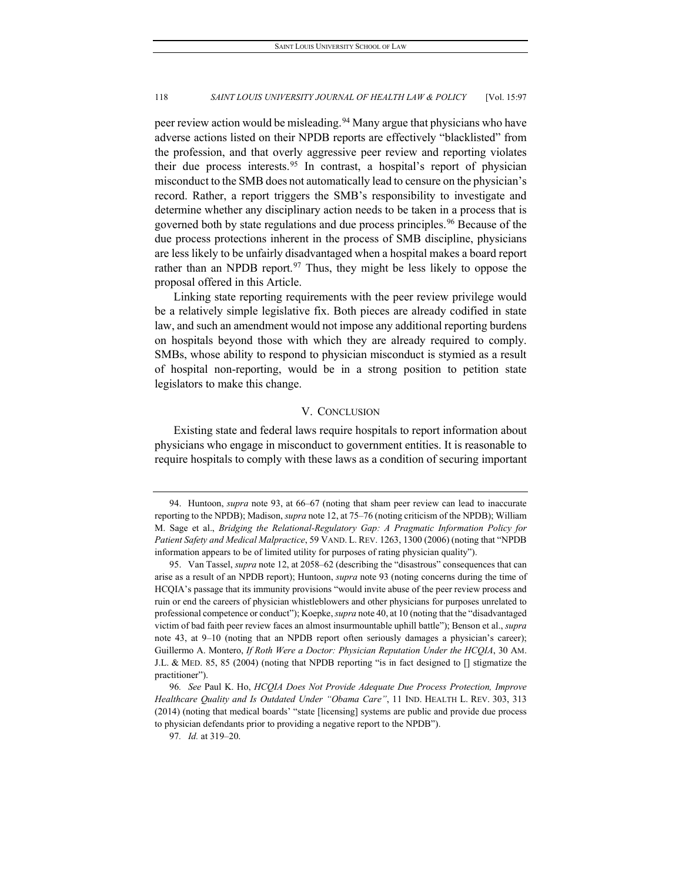peer review action would be misleading.[94] Many argue that physicians who have adverse actions listed on their NPDB reports are effectively "blacklisted" from the profession, and that overly aggressive peer review and reporting violates their due process interests.[95] In contrast, a hospital's report of physician misconduct to the SMB does not automatically lead to censure on the physician's record. Rather, a report triggers the SMB's responsibility to investigate and determine whether any disciplinary action needs to be taken in a process that is governed both by state regulations and due process principles.[96] Because of the due process protections inherent in the process of SMB discipline, physicians are less likely to be unfairly disadvantaged when a hospital makes a board report rather than an NPDB report.[97] Thus, they might be less likely to oppose the proposal offered in this Article.

Linking state reporting requirements with the peer review privilege would be a relatively simple legislative fix. Both pieces are already codified in state law, and such an amendment would not impose any additional reporting burdens on hospitals beyond those with which they are already required to comply. SMBs, whose ability to respond to physician misconduct is stymied as a result of hospital non-reporting, would be in a strong position to petition state legislators to make this change.

## V. Conclusion

Existing state and federal laws require hospitals to report information about physicians who engage in misconduct to government entities. It is reasonable to require hospitals to comply with these laws as a condition of securing important

---

94. Huntoon, *supra* note 93, at 66–67 (noting that sham peer review can lead to inaccurate reporting to the NPDB); Madison, *supra* note 12, at 75–76 (noting criticism of the NPDB); William M. Sage et al., *Bridging the Relational-Regulatory Gap: A Pragmatic Information Policy for Patient Safety and Medical Malpractice*, 59 VAND. L. REV. 1263, 1300 (2006) (noting that "NPDB information appears to be of limited utility for purposes of rating physician quality").

95. Van Tassel, *supra* note 12, at 2058–62 (describing the "disastrous" consequences that can arise as a result of an NPDB report); Huntoon, *supra* note 93 (noting concerns during the time of HCQIA's passage that its immunity provisions "would invite abuse of the peer review process and ruin or end the careers of physician whistleblowers and other physicians for purposes unrelated to professional competence or conduct"); Koepke, *supra* note 40, at 10 (noting that the "disadvantaged victim of bad faith peer review faces an almost insurmountable uphill battle"); Benson et al., *supra* note 43, at 9–10 (noting that an NPDB report often seriously damages a physician's career); Guillermo A. Montero, *If Roth Were a Doctor: Physician Reputation Under the HCQIA*, 30 AM. J.L. & MED. 85, 85 (2004) (noting that NPDB reporting "is in fact designed to [] stigmatize the practitioner").

96. *See* Paul K. Ho, *HCQIA Does Not Provide Adequate Due Process Protection, Improve Healthcare Quality and Is Outdated Under "Obama Care"*, 11 IND. HEALTH L. REV. 303, 313 (2014) (noting that medical boards' "state [licensing] systems are public and provide due process to physician defendants prior to providing a negative report to the NPDB").

97. *Id.* at 319–20.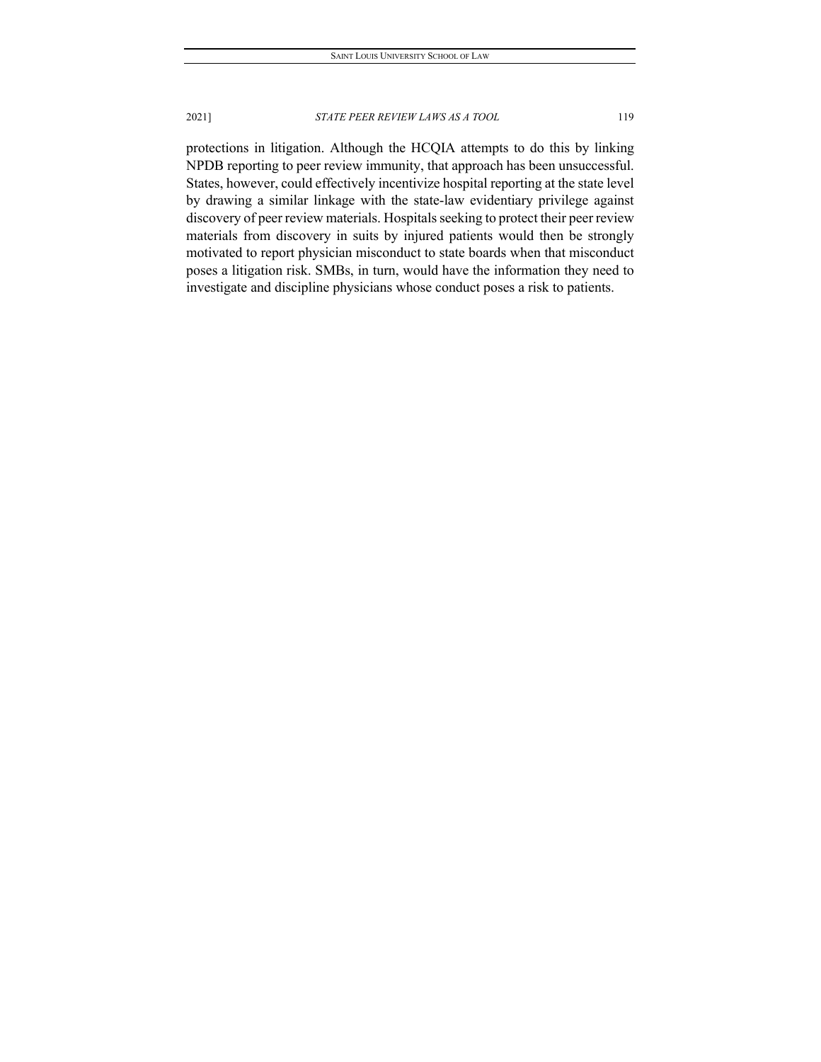protections in litigation. Although the HCQIA attempts to do this by linking NPDB reporting to peer review immunity, that approach has been unsuccessful. States, however, could effectively incentivize hospital reporting at the state level by drawing a similar linkage with the state-law evidentiary privilege against discovery of peer review materials. Hospitals seeking to protect their peer review materials from discovery in suits by injured patients would then be strongly motivated to report physician misconduct to state boards when that misconduct poses a litigation risk. SMBs, in turn, would have the information they need to investigate and discipline physicians whose conduct poses a risk to patients.